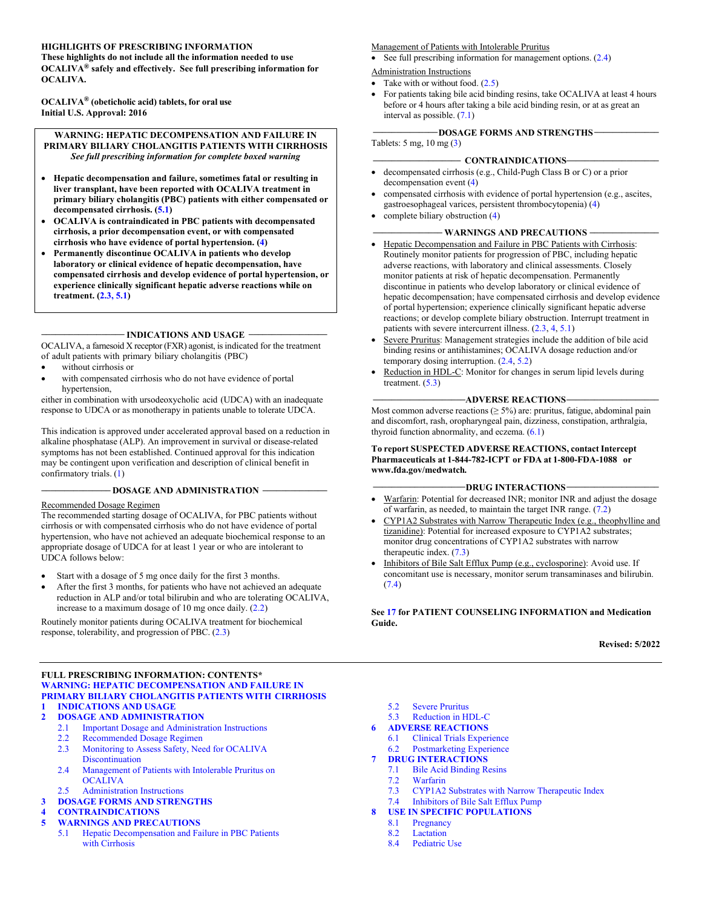**HIGHLIGHTS OF PRESCRIBING INFORMATION**
**These highlights do not include all the information needed to use OCALIVA® safely and effectively. See full prescribing information for OCALIVA.**

**OCALIVA® (obeticholic acid) tablets, for oral use**
**Initial U.S. Approval: 2016**

> **WARNING: HEPATIC DECOMPENSATION AND FAILURE IN PRIMARY BILIARY CHOLANGITIS PATIENTS WITH CIRRHOSIS**
> ***See full prescribing information for complete boxed warning***
>
> - **Hepatic decompensation and failure, sometimes fatal or resulting in liver transplant, have been reported with OCALIVA treatment in primary biliary cholangitis (PBC) patients with either compensated or decompensated cirrhosis. (5.1)**
> - **OCALIVA is contraindicated in PBC patients with decompensated cirrhosis, a prior decompensation event, or with compensated cirrhosis who have evidence of portal hypertension. (4)**
> - **Permanently discontinue OCALIVA in patients who develop laboratory or clinical evidence of hepatic decompensation, have compensated cirrhosis and develop evidence of portal hypertension, or experience clinically significant hepatic adverse reactions while on treatment. (2.3, 5.1)**

**INDICATIONS AND USAGE**

OCALIVA, a farnesoid X receptor (FXR) agonist, is indicated for the treatment of adult patients with primary biliary cholangitis (PBC)

- without cirrhosis or
- with compensated cirrhosis who do not have evidence of portal hypertension,

either in combination with ursodeoxycholic acid (UDCA) with an inadequate response to UDCA or as monotherapy in patients unable to tolerate UDCA.

This indication is approved under accelerated approval based on a reduction in alkaline phosphatase (ALP). An improvement in survival or disease-related symptoms has not been established. Continued approval for this indication may be contingent upon verification and description of clinical benefit in confirmatory trials. (1)

**DOSAGE AND ADMINISTRATION**

Recommended Dosage Regimen

The recommended starting dosage of OCALIVA, for PBC patients without cirrhosis or with compensated cirrhosis who do not have evidence of portal hypertension, who have not achieved an adequate biochemical response to an appropriate dosage of UDCA for at least 1 year or who are intolerant to UDCA follows below:

- Start with a dosage of 5 mg once daily for the first 3 months.
- After the first 3 months, for patients who have not achieved an adequate reduction in ALP and/or total bilirubin and who are tolerating OCALIVA, increase to a maximum dosage of 10 mg once daily. (2.2)

Routinely monitor patients during OCALIVA treatment for biochemical response, tolerability, and progression of PBC. (2.3)

Management of Patients with Intolerable Pruritus

- See full prescribing information for management options. (2.4)

Administration Instructions

- Take with or without food. (2.5)
- For patients taking bile acid binding resins, take OCALIVA at least 4 hours before or 4 hours after taking a bile acid binding resin, or at as great an interval as possible. (7.1)

**DOSAGE FORMS AND STRENGTHS**

Tablets: 5 mg, 10 mg (3)

**CONTRAINDICATIONS**

- decompensated cirrhosis (e.g., Child-Pugh Class B or C) or a prior decompensation event (4)
- compensated cirrhosis with evidence of portal hypertension (e.g., ascites, gastroesophageal varices, persistent thrombocytopenia) (4)
- complete biliary obstruction (4)

**WARNINGS AND PRECAUTIONS**

- Hepatic Decompensation and Failure in PBC Patients with Cirrhosis: Routinely monitor patients for progression of PBC, including hepatic adverse reactions, with laboratory and clinical assessments. Closely monitor patients at risk of hepatic decompensation. Permanently discontinue in patients who develop laboratory or clinical evidence of hepatic decompensation; have compensated cirrhosis and develop evidence of portal hypertension; experience clinically significant hepatic adverse reactions; or develop complete biliary obstruction. Interrupt treatment in patients with severe intercurrent illness. (2.3, 4, 5.1)
- Severe Pruritus: Management strategies include the addition of bile acid binding resins or antihistamines; OCALIVA dosage reduction and/or temporary dosing interruption. (2.4, 5.2)
- Reduction in HDL-C: Monitor for changes in serum lipid levels during treatment. (5.3)

**ADVERSE REACTIONS**

Most common adverse reactions (≥ 5%) are: pruritus, fatigue, abdominal pain and discomfort, rash, oropharyngeal pain, dizziness, constipation, arthralgia, thyroid function abnormality, and eczema. (6.1)

**To report SUSPECTED ADVERSE REACTIONS, contact Intercept Pharmaceuticals at 1-844-782-ICPT or FDA at 1-800-FDA-1088 or www.fda.gov/medwatch.**

**DRUG INTERACTIONS**

- Warfarin: Potential for decreased INR; monitor INR and adjust the dosage of warfarin, as needed, to maintain the target INR range. (7.2)
- CYP1A2 Substrates with Narrow Therapeutic Index (e.g., theophylline and tizanidine): Potential for increased exposure to CYP1A2 substrates; monitor drug concentrations of CYP1A2 substrates with narrow therapeutic index. (7.3)
- Inhibitors of Bile Salt Efflux Pump (e.g., cyclosporine): Avoid use. If concomitant use is necessary, monitor serum transaminases and bilirubin. (7.4)

**See 17 for PATIENT COUNSELING INFORMATION and Medication Guide.**

**Revised: 5/2022**

---

**FULL PRESCRIBING INFORMATION: CONTENTS***

**WARNING: HEPATIC DECOMPENSATION AND FAILURE IN PRIMARY BILIARY CHOLANGITIS PATIENTS WITH CIRRHOSIS**

**1 INDICATIONS AND USAGE**

**2 DOSAGE AND ADMINISTRATION**
- 2.1 Important Dosage and Administration Instructions
- 2.2 Recommended Dosage Regimen
- 2.3 Monitoring to Assess Safety, Need for OCALIVA Discontinuation
- 2.4 Management of Patients with Intolerable Pruritus on OCALIVA
- 2.5 Administration Instructions

**3 DOSAGE FORMS AND STRENGTHS**

**4 CONTRAINDICATIONS**

**5 WARNINGS AND PRECAUTIONS**
- 5.1 Hepatic Decompensation and Failure in PBC Patients with Cirrhosis
- 5.2 Severe Pruritus
- 5.3 Reduction in HDL-C

**6 ADVERSE REACTIONS**
- 6.1 Clinical Trials Experience
- 6.2 Postmarketing Experience

**7 DRUG INTERACTIONS**
- 7.1 Bile Acid Binding Resins
- 7.2 Warfarin
- 7.3 CYP1A2 Substrates with Narrow Therapeutic Index
- 7.4 Inhibitors of Bile Salt Efflux Pump

**8 USE IN SPECIFIC POPULATIONS**
- 8.1 Pregnancy
- 8.2 Lactation
- 8.4 Pediatric Use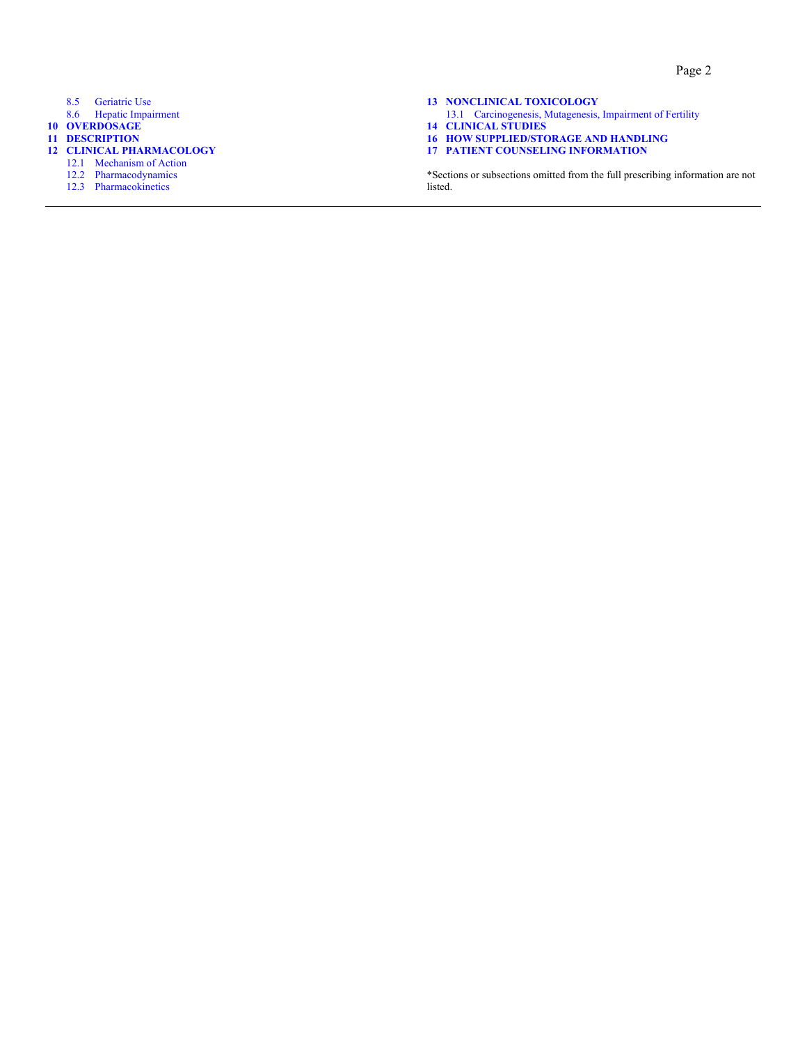- 8.5 Geriatric Use
- 8.6 Hepatic Impairment

**10 OVERDOSAGE**

**11 DESCRIPTION**

**12 CLINICAL PHARMACOLOGY**

- 12.1 Mechanism of Action
- 12.2 Pharmacodynamics
- 12.3 Pharmacokinetics

**13 NONCLINICAL TOXICOLOGY**

- 13.1 Carcinogenesis, Mutagenesis, Impairment of Fertility

**14 CLINICAL STUDIES**

**16 HOW SUPPLIED/STORAGE AND HANDLING**

**17 PATIENT COUNSELING INFORMATION**

*Sections or subsections omitted from the full prescribing information are not listed.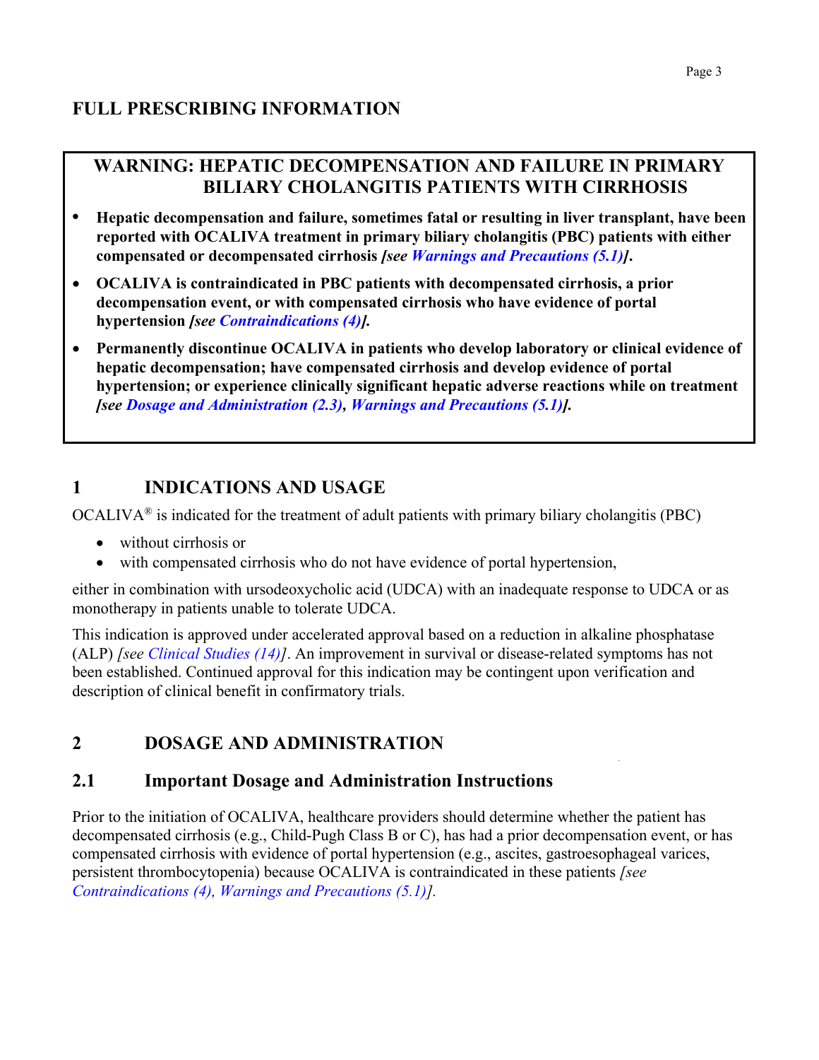# FULL PRESCRIBING INFORMATION

**WARNING: HEPATIC DECOMPENSATION AND FAILURE IN PRIMARY BILIARY CHOLANGITIS PATIENTS WITH CIRRHOSIS**

- **Hepatic decompensation and failure, sometimes fatal or resulting in liver transplant, have been reported with OCALIVA treatment in primary biliary cholangitis (PBC) patients with either compensated or decompensated cirrhosis *[see Warnings and Precautions (5.1)]*.**
- **OCALIVA is contraindicated in PBC patients with decompensated cirrhosis, a prior decompensation event, or with compensated cirrhosis who have evidence of portal hypertension *[see Contraindications (4)]*.**
- **Permanently discontinue OCALIVA in patients who develop laboratory or clinical evidence of hepatic decompensation; have compensated cirrhosis and develop evidence of portal hypertension; or experience clinically significant hepatic adverse reactions while on treatment *[see Dosage and Administration (2.3), Warnings and Precautions (5.1)]*.**

## 1 INDICATIONS AND USAGE

OCALIVA® is indicated for the treatment of adult patients with primary biliary cholangitis (PBC)

- without cirrhosis or
- with compensated cirrhosis who do not have evidence of portal hypertension,

either in combination with ursodeoxycholic acid (UDCA) with an inadequate response to UDCA or as monotherapy in patients unable to tolerate UDCA.

This indication is approved under accelerated approval based on a reduction in alkaline phosphatase (ALP) *[see Clinical Studies (14)]*. An improvement in survival or disease-related symptoms has not been established. Continued approval for this indication may be contingent upon verification and description of clinical benefit in confirmatory trials.

## 2 DOSAGE AND ADMINISTRATION

### 2.1 Important Dosage and Administration Instructions

Prior to the initiation of OCALIVA, healthcare providers should determine whether the patient has decompensated cirrhosis (e.g., Child-Pugh Class B or C), has had a prior decompensation event, or has compensated cirrhosis with evidence of portal hypertension (e.g., ascites, gastroesophageal varices, persistent thrombocytopenia) because OCALIVA is contraindicated in these patients *[see Contraindications (4), Warnings and Precautions (5.1)]*.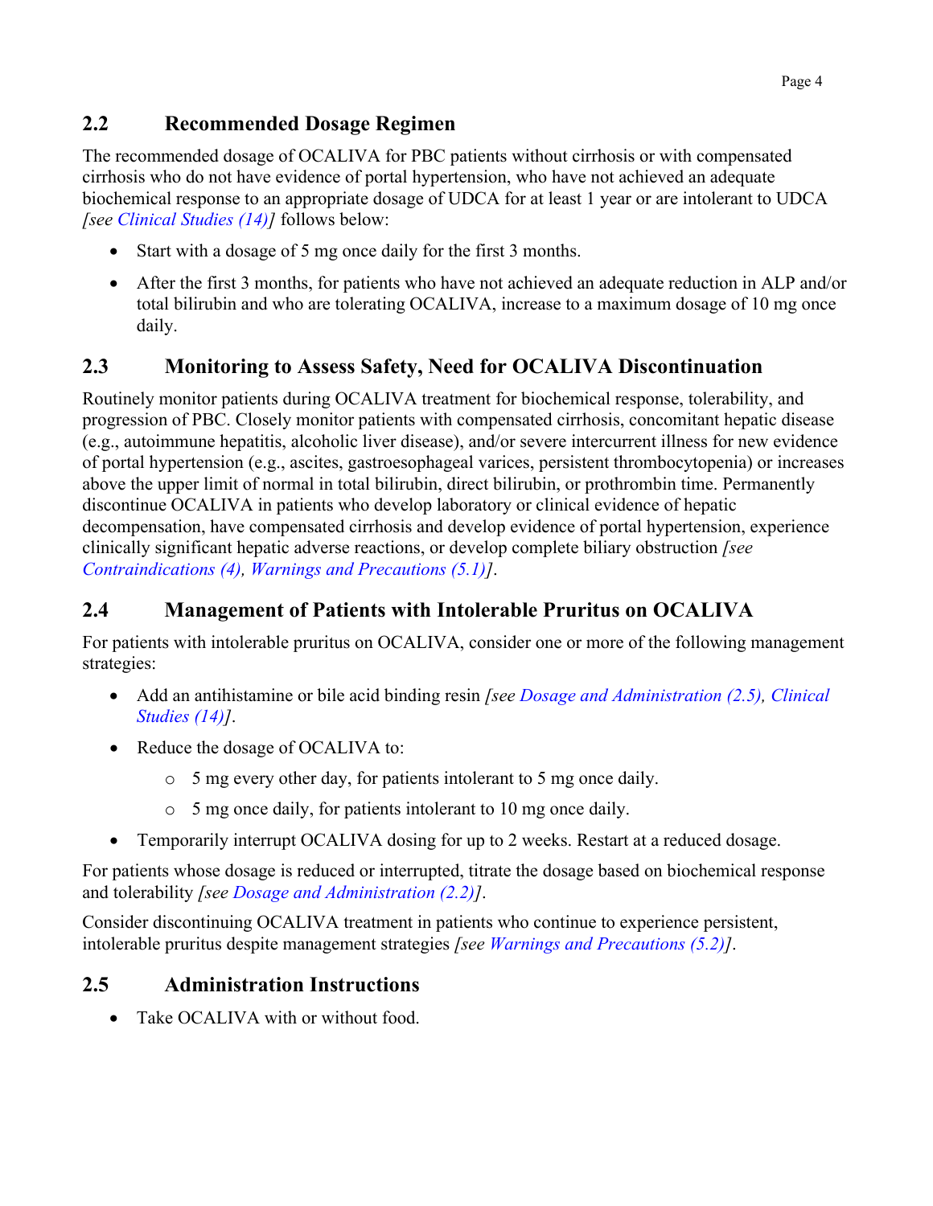## 2.2 Recommended Dosage Regimen

The recommended dosage of OCALIVA for PBC patients without cirrhosis or with compensated cirrhosis who do not have evidence of portal hypertension, who have not achieved an adequate biochemical response to an appropriate dosage of UDCA for at least 1 year or are intolerant to UDCA *[see Clinical Studies (14)]* follows below:

- Start with a dosage of 5 mg once daily for the first 3 months.
- After the first 3 months, for patients who have not achieved an adequate reduction in ALP and/or total bilirubin and who are tolerating OCALIVA, increase to a maximum dosage of 10 mg once daily.

## 2.3 Monitoring to Assess Safety, Need for OCALIVA Discontinuation

Routinely monitor patients during OCALIVA treatment for biochemical response, tolerability, and progression of PBC. Closely monitor patients with compensated cirrhosis, concomitant hepatic disease (e.g., autoimmune hepatitis, alcoholic liver disease), and/or severe intercurrent illness for new evidence of portal hypertension (e.g., ascites, gastroesophageal varices, persistent thrombocytopenia) or increases above the upper limit of normal in total bilirubin, direct bilirubin, or prothrombin time. Permanently discontinue OCALIVA in patients who develop laboratory or clinical evidence of hepatic decompensation, have compensated cirrhosis and develop evidence of portal hypertension, experience clinically significant hepatic adverse reactions, or develop complete biliary obstruction *[see Contraindications (4), Warnings and Precautions (5.1)]*.

## 2.4 Management of Patients with Intolerable Pruritus on OCALIVA

For patients with intolerable pruritus on OCALIVA, consider one or more of the following management strategies:

- Add an antihistamine or bile acid binding resin *[see Dosage and Administration (2.5), Clinical Studies (14)]*.
- Reduce the dosage of OCALIVA to:
  - 5 mg every other day, for patients intolerant to 5 mg once daily.
  - 5 mg once daily, for patients intolerant to 10 mg once daily.
- Temporarily interrupt OCALIVA dosing for up to 2 weeks. Restart at a reduced dosage.

For patients whose dosage is reduced or interrupted, titrate the dosage based on biochemical response and tolerability *[see Dosage and Administration (2.2)]*.

Consider discontinuing OCALIVA treatment in patients who continue to experience persistent, intolerable pruritus despite management strategies *[see Warnings and Precautions (5.2)]*.

## 2.5 Administration Instructions

- Take OCALIVA with or without food.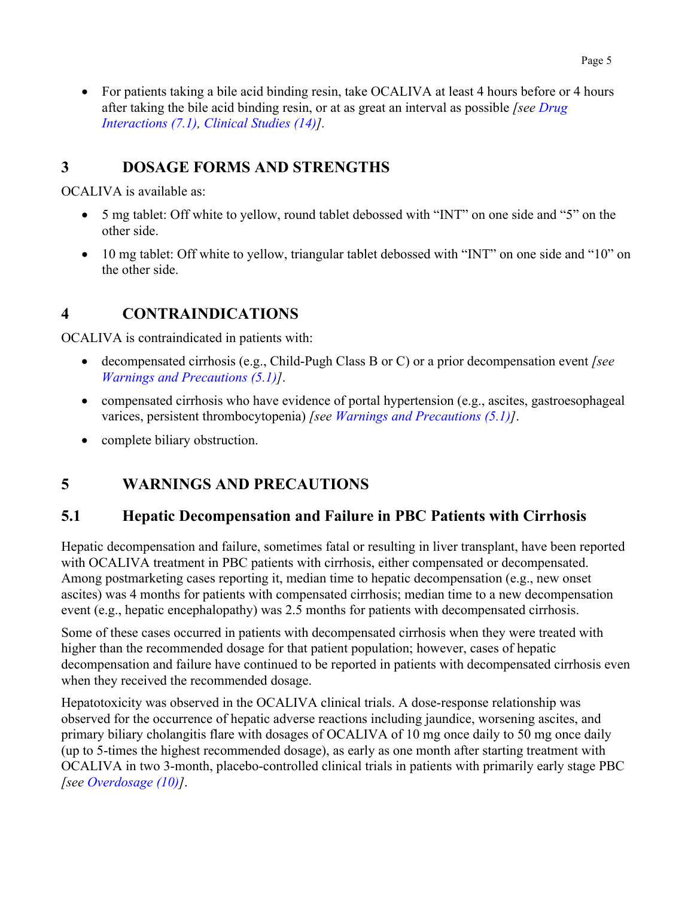- For patients taking a bile acid binding resin, take OCALIVA at least 4 hours before or 4 hours after taking the bile acid binding resin, or at as great an interval as possible *[see Drug Interactions (7.1), Clinical Studies (14)]*.

## 3 DOSAGE FORMS AND STRENGTHS

OCALIVA is available as:

- 5 mg tablet: Off white to yellow, round tablet debossed with "INT" on one side and "5" on the other side.
- 10 mg tablet: Off white to yellow, triangular tablet debossed with "INT" on one side and "10" on the other side.

## 4 CONTRAINDICATIONS

OCALIVA is contraindicated in patients with:

- decompensated cirrhosis (e.g., Child-Pugh Class B or C) or a prior decompensation event *[see Warnings and Precautions (5.1)]*.
- compensated cirrhosis who have evidence of portal hypertension (e.g., ascites, gastroesophageal varices, persistent thrombocytopenia) *[see Warnings and Precautions (5.1)]*.
- complete biliary obstruction.

## 5 WARNINGS AND PRECAUTIONS

### 5.1 Hepatic Decompensation and Failure in PBC Patients with Cirrhosis

Hepatic decompensation and failure, sometimes fatal or resulting in liver transplant, have been reported with OCALIVA treatment in PBC patients with cirrhosis, either compensated or decompensated. Among postmarketing cases reporting it, median time to hepatic decompensation (e.g., new onset ascites) was 4 months for patients with compensated cirrhosis; median time to a new decompensation event (e.g., hepatic encephalopathy) was 2.5 months for patients with decompensated cirrhosis.

Some of these cases occurred in patients with decompensated cirrhosis when they were treated with higher than the recommended dosage for that patient population; however, cases of hepatic decompensation and failure have continued to be reported in patients with decompensated cirrhosis even when they received the recommended dosage.

Hepatotoxicity was observed in the OCALIVA clinical trials. A dose-response relationship was observed for the occurrence of hepatic adverse reactions including jaundice, worsening ascites, and primary biliary cholangitis flare with dosages of OCALIVA of 10 mg once daily to 50 mg once daily (up to 5-times the highest recommended dosage), as early as one month after starting treatment with OCALIVA in two 3-month, placebo-controlled clinical trials in patients with primarily early stage PBC *[see Overdosage (10)]*.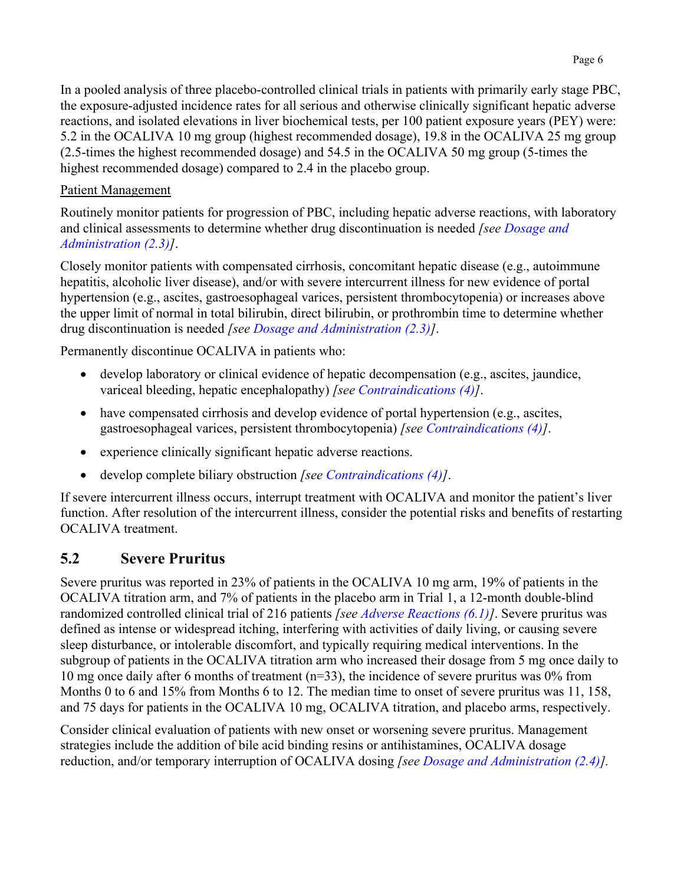In a pooled analysis of three placebo-controlled clinical trials in patients with primarily early stage PBC, the exposure-adjusted incidence rates for all serious and otherwise clinically significant hepatic adverse reactions, and isolated elevations in liver biochemical tests, per 100 patient exposure years (PEY) were: 5.2 in the OCALIVA 10 mg group (highest recommended dosage), 19.8 in the OCALIVA 25 mg group (2.5-times the highest recommended dosage) and 54.5 in the OCALIVA 50 mg group (5-times the highest recommended dosage) compared to 2.4 in the placebo group.

Patient Management

Routinely monitor patients for progression of PBC, including hepatic adverse reactions, with laboratory and clinical assessments to determine whether drug discontinuation is needed *[see Dosage and Administration (2.3)]*.

Closely monitor patients with compensated cirrhosis, concomitant hepatic disease (e.g., autoimmune hepatitis, alcoholic liver disease), and/or with severe intercurrent illness for new evidence of portal hypertension (e.g., ascites, gastroesophageal varices, persistent thrombocytopenia) or increases above the upper limit of normal in total bilirubin, direct bilirubin, or prothrombin time to determine whether drug discontinuation is needed *[see Dosage and Administration (2.3)]*.

Permanently discontinue OCALIVA in patients who:

- develop laboratory or clinical evidence of hepatic decompensation (e.g., ascites, jaundice, variceal bleeding, hepatic encephalopathy) *[see Contraindications (4)]*.
- have compensated cirrhosis and develop evidence of portal hypertension (e.g., ascites, gastroesophageal varices, persistent thrombocytopenia) *[see Contraindications (4)]*.
- experience clinically significant hepatic adverse reactions.
- develop complete biliary obstruction *[see Contraindications (4)]*.

If severe intercurrent illness occurs, interrupt treatment with OCALIVA and monitor the patient's liver function. After resolution of the intercurrent illness, consider the potential risks and benefits of restarting OCALIVA treatment.

## 5.2 Severe Pruritus

Severe pruritus was reported in 23% of patients in the OCALIVA 10 mg arm, 19% of patients in the OCALIVA titration arm, and 7% of patients in the placebo arm in Trial 1, a 12-month double-blind randomized controlled clinical trial of 216 patients *[see Adverse Reactions (6.1)]*. Severe pruritus was defined as intense or widespread itching, interfering with activities of daily living, or causing severe sleep disturbance, or intolerable discomfort, and typically requiring medical interventions. In the subgroup of patients in the OCALIVA titration arm who increased their dosage from 5 mg once daily to 10 mg once daily after 6 months of treatment (n=33), the incidence of severe pruritus was 0% from Months 0 to 6 and 15% from Months 6 to 12. The median time to onset of severe pruritus was 11, 158, and 75 days for patients in the OCALIVA 10 mg, OCALIVA titration, and placebo arms, respectively.

Consider clinical evaluation of patients with new onset or worsening severe pruritus. Management strategies include the addition of bile acid binding resins or antihistamines, OCALIVA dosage reduction, and/or temporary interruption of OCALIVA dosing *[see Dosage and Administration (2.4)].*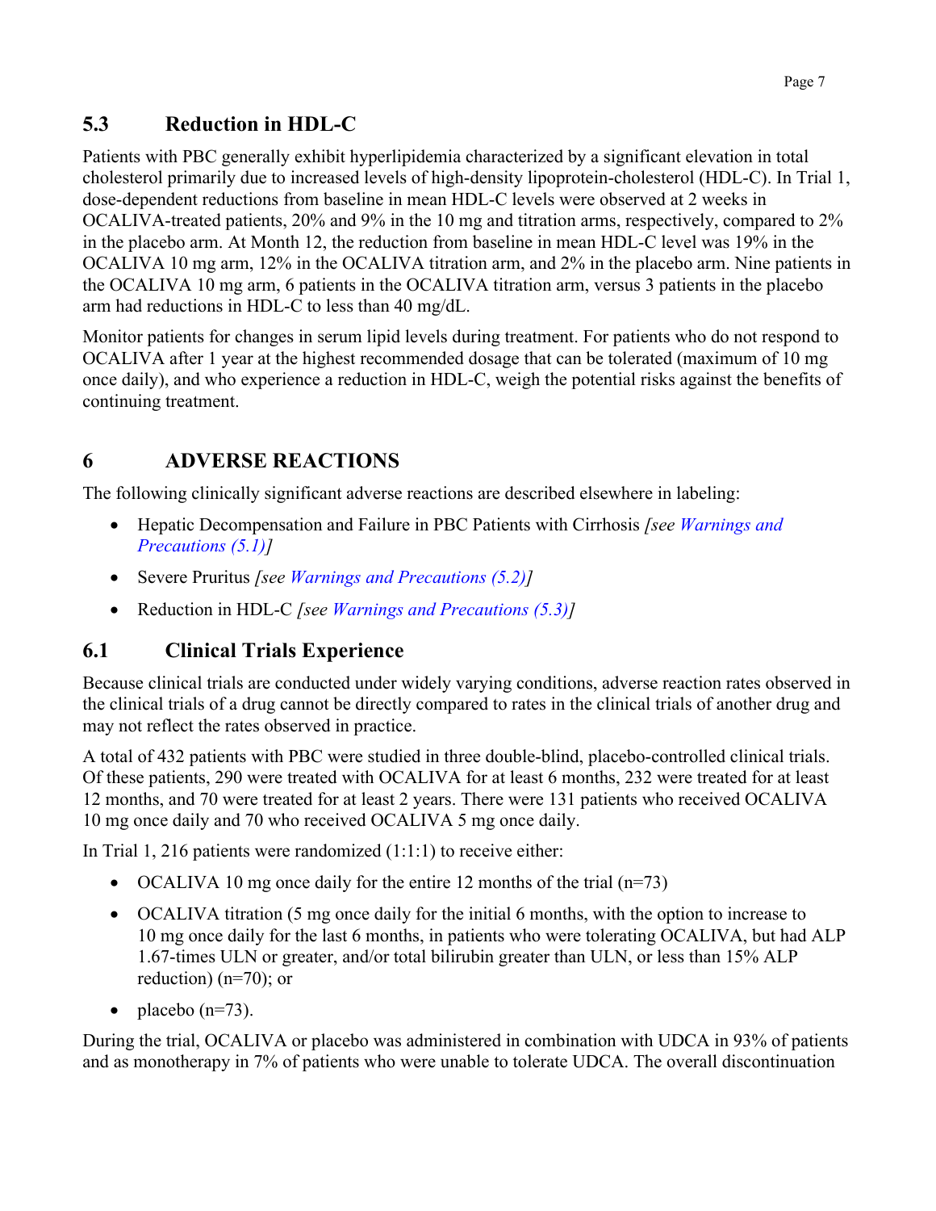## 5.3 Reduction in HDL-C

Patients with PBC generally exhibit hyperlipidemia characterized by a significant elevation in total cholesterol primarily due to increased levels of high-density lipoprotein-cholesterol (HDL-C). In Trial 1, dose-dependent reductions from baseline in mean HDL-C levels were observed at 2 weeks in OCALIVA-treated patients, 20% and 9% in the 10 mg and titration arms, respectively, compared to 2% in the placebo arm. At Month 12, the reduction from baseline in mean HDL-C level was 19% in the OCALIVA 10 mg arm, 12% in the OCALIVA titration arm, and 2% in the placebo arm. Nine patients in the OCALIVA 10 mg arm, 6 patients in the OCALIVA titration arm, versus 3 patients in the placebo arm had reductions in HDL-C to less than 40 mg/dL.

Monitor patients for changes in serum lipid levels during treatment. For patients who do not respond to OCALIVA after 1 year at the highest recommended dosage that can be tolerated (maximum of 10 mg once daily), and who experience a reduction in HDL-C, weigh the potential risks against the benefits of continuing treatment.

# 6 ADVERSE REACTIONS

The following clinically significant adverse reactions are described elsewhere in labeling:

- Hepatic Decompensation and Failure in PBC Patients with Cirrhosis *[see Warnings and Precautions (5.1)]*
- Severe Pruritus *[see Warnings and Precautions (5.2)]*
- Reduction in HDL-C *[see Warnings and Precautions (5.3)]*

## 6.1 Clinical Trials Experience

Because clinical trials are conducted under widely varying conditions, adverse reaction rates observed in the clinical trials of a drug cannot be directly compared to rates in the clinical trials of another drug and may not reflect the rates observed in practice.

A total of 432 patients with PBC were studied in three double-blind, placebo-controlled clinical trials. Of these patients, 290 were treated with OCALIVA for at least 6 months, 232 were treated for at least 12 months, and 70 were treated for at least 2 years. There were 131 patients who received OCALIVA 10 mg once daily and 70 who received OCALIVA 5 mg once daily.

In Trial 1, 216 patients were randomized (1:1:1) to receive either:

- OCALIVA 10 mg once daily for the entire 12 months of the trial (n=73)
- OCALIVA titration (5 mg once daily for the initial 6 months, with the option to increase to 10 mg once daily for the last 6 months, in patients who were tolerating OCALIVA, but had ALP 1.67-times ULN or greater, and/or total bilirubin greater than ULN, or less than 15% ALP reduction) (n=70); or
- placebo (n=73).

During the trial, OCALIVA or placebo was administered in combination with UDCA in 93% of patients and as monotherapy in 7% of patients who were unable to tolerate UDCA. The overall discontinuation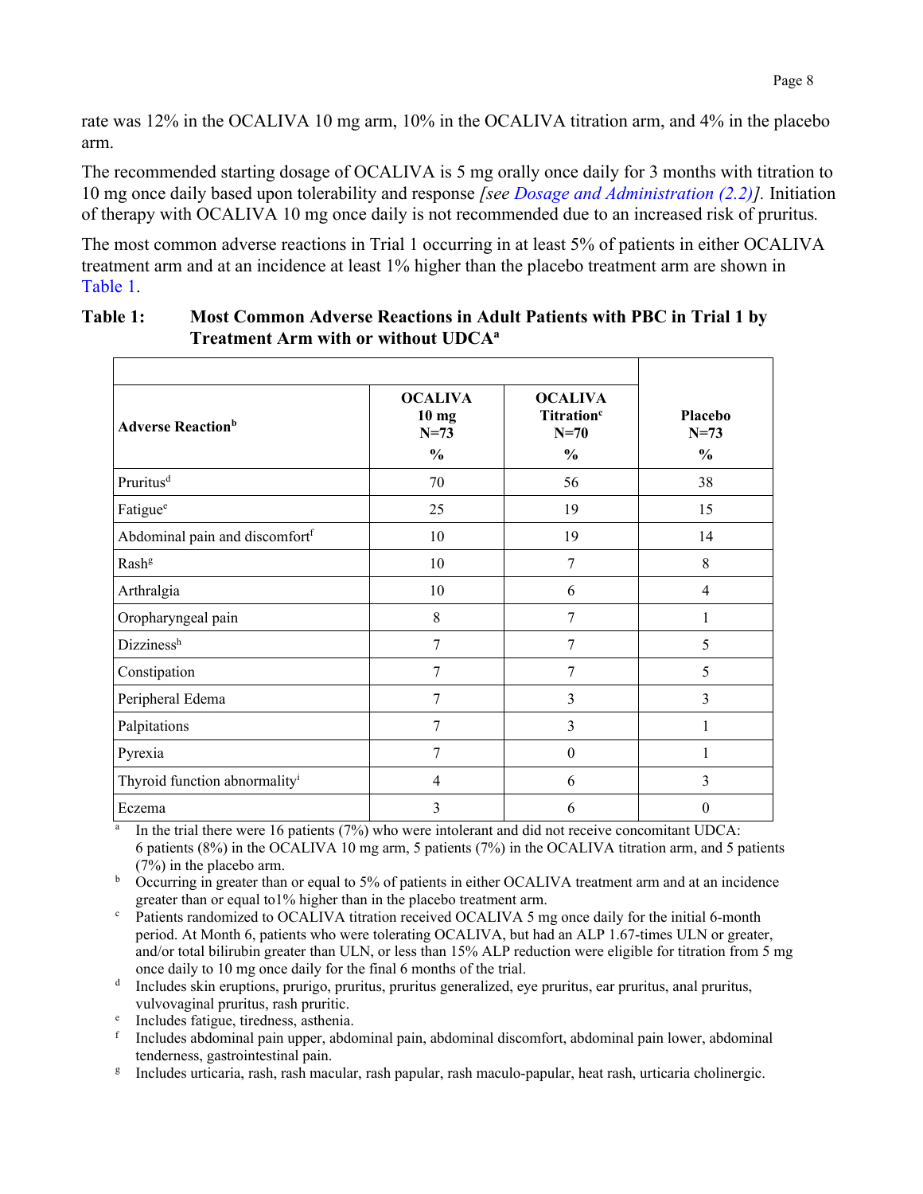rate was 12% in the OCALIVA 10 mg arm, 10% in the OCALIVA titration arm, and 4% in the placebo arm.

The recommended starting dosage of OCALIVA is 5 mg orally once daily for 3 months with titration to 10 mg once daily based upon tolerability and response *[see Dosage and Administration (2.2)]*. Initiation of therapy with OCALIVA 10 mg once daily is not recommended due to an increased risk of pruritus.

The most common adverse reactions in Trial 1 occurring in at least 5% of patients in either OCALIVA treatment arm and at an incidence at least 1% higher than the placebo treatment arm are shown in Table 1.

**Table 1: Most Common Adverse Reactions in Adult Patients with PBC in Trial 1 by Treatment Arm with or without UDCA[a]**

| Adverse Reaction[b] | OCALIVA 10 mg N=73 % | OCALIVA Titration[c] N=70 % | Placebo N=73 % |
|---|---|---|---|
| Pruritus[d] | 70 | 56 | 38 |
| Fatigue[e] | 25 | 19 | 15 |
| Abdominal pain and discomfort[f] | 10 | 19 | 14 |
| Rash[g] | 10 | 7 | 8 |
| Arthralgia | 10 | 6 | 4 |
| Oropharyngeal pain | 8 | 7 | 1 |
| Dizziness[h] | 7 | 7 | 5 |
| Constipation | 7 | 7 | 5 |
| Peripheral Edema | 7 | 3 | 3 |
| Palpitations | 7 | 3 | 1 |
| Pyrexia | 7 | 0 | 1 |
| Thyroid function abnormality[i] | 4 | 6 | 3 |
| Eczema | 3 | 6 | 0 |

[a] In the trial there were 16 patients (7%) who were intolerant and did not receive concomitant UDCA: 6 patients (8%) in the OCALIVA 10 mg arm, 5 patients (7%) in the OCALIVA titration arm, and 5 patients (7%) in the placebo arm.

[b] Occurring in greater than or equal to 5% of patients in either OCALIVA treatment arm and at an incidence greater than or equal to1% higher than in the placebo treatment arm.

[c] Patients randomized to OCALIVA titration received OCALIVA 5 mg once daily for the initial 6-month period. At Month 6, patients who were tolerating OCALIVA, but had an ALP 1.67-times ULN or greater, and/or total bilirubin greater than ULN, or less than 15% ALP reduction were eligible for titration from 5 mg once daily to 10 mg once daily for the final 6 months of the trial.

[d] Includes skin eruptions, prurigo, pruritus, pruritus generalized, eye pruritus, ear pruritus, anal pruritus, vulvovaginal pruritus, rash pruritic.

[e] Includes fatigue, tiredness, asthenia.

[f] Includes abdominal pain upper, abdominal pain, abdominal discomfort, abdominal pain lower, abdominal tenderness, gastrointestinal pain.

[g] Includes urticaria, rash, rash macular, rash papular, rash maculo-papular, heat rash, urticaria cholinergic.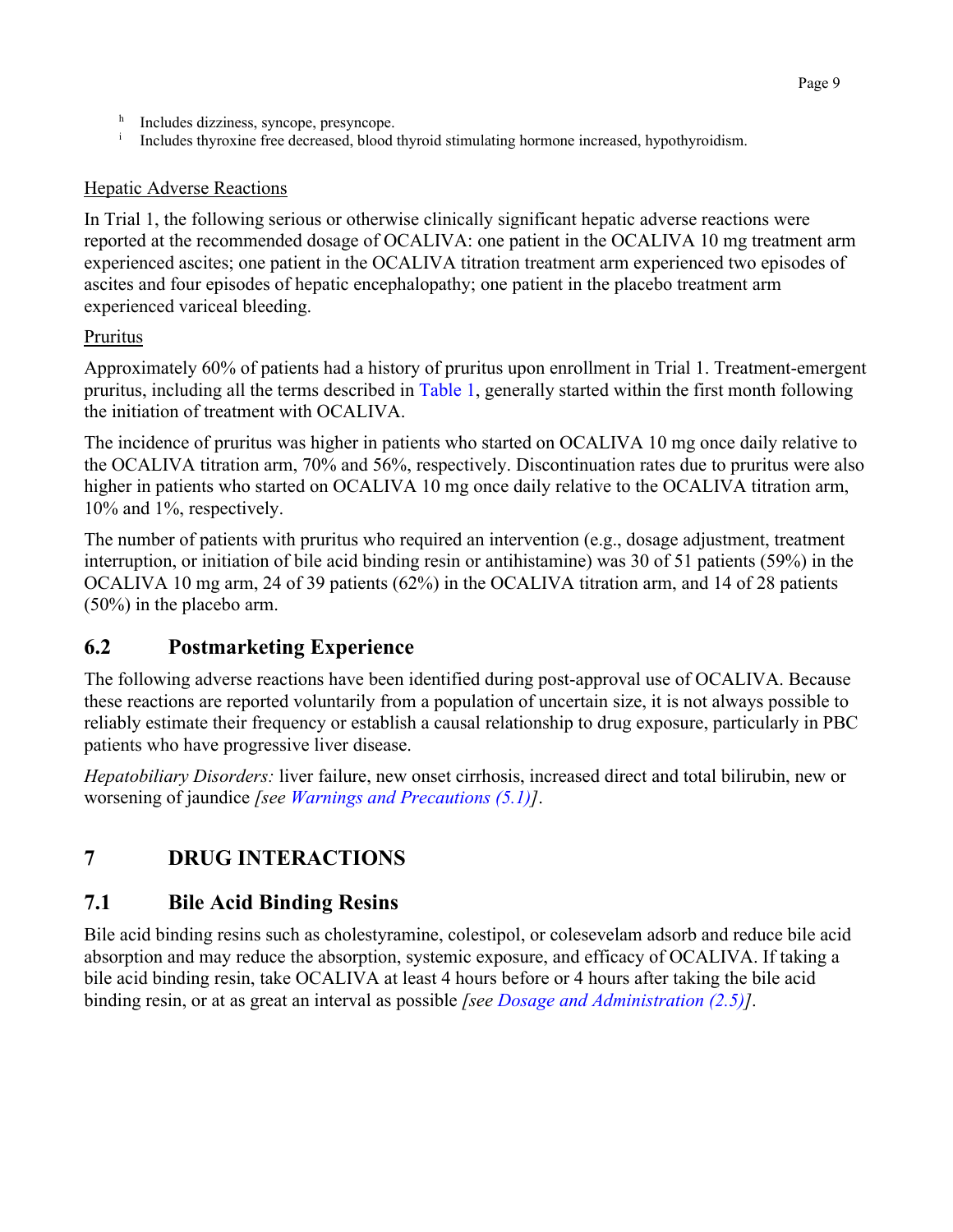[h] Includes dizziness, syncope, presyncope.
[i] Includes thyroxine free decreased, blood thyroid stimulating hormone increased, hypothyroidism.

Hepatic Adverse Reactions

In Trial 1, the following serious or otherwise clinically significant hepatic adverse reactions were reported at the recommended dosage of OCALIVA: one patient in the OCALIVA 10 mg treatment arm experienced ascites; one patient in the OCALIVA titration treatment arm experienced two episodes of ascites and four episodes of hepatic encephalopathy; one patient in the placebo treatment arm experienced variceal bleeding.

Pruritus

Approximately 60% of patients had a history of pruritus upon enrollment in Trial 1. Treatment-emergent pruritus, including all the terms described in Table 1, generally started within the first month following the initiation of treatment with OCALIVA.

The incidence of pruritus was higher in patients who started on OCALIVA 10 mg once daily relative to the OCALIVA titration arm, 70% and 56%, respectively. Discontinuation rates due to pruritus were also higher in patients who started on OCALIVA 10 mg once daily relative to the OCALIVA titration arm, 10% and 1%, respectively.

The number of patients with pruritus who required an intervention (e.g., dosage adjustment, treatment interruption, or initiation of bile acid binding resin or antihistamine) was 30 of 51 patients (59%) in the OCALIVA 10 mg arm, 24 of 39 patients (62%) in the OCALIVA titration arm, and 14 of 28 patients (50%) in the placebo arm.

## 6.2 Postmarketing Experience

The following adverse reactions have been identified during post-approval use of OCALIVA. Because these reactions are reported voluntarily from a population of uncertain size, it is not always possible to reliably estimate their frequency or establish a causal relationship to drug exposure, particularly in PBC patients who have progressive liver disease.

*Hepatobiliary Disorders:* liver failure, new onset cirrhosis, increased direct and total bilirubin, new or worsening of jaundice *[see Warnings and Precautions (5.1)]*.

# 7 DRUG INTERACTIONS

## 7.1 Bile Acid Binding Resins

Bile acid binding resins such as cholestyramine, colestipol, or colesevelam adsorb and reduce bile acid absorption and may reduce the absorption, systemic exposure, and efficacy of OCALIVA. If taking a bile acid binding resin, take OCALIVA at least 4 hours before or 4 hours after taking the bile acid binding resin, or at as great an interval as possible *[see Dosage and Administration (2.5)]*.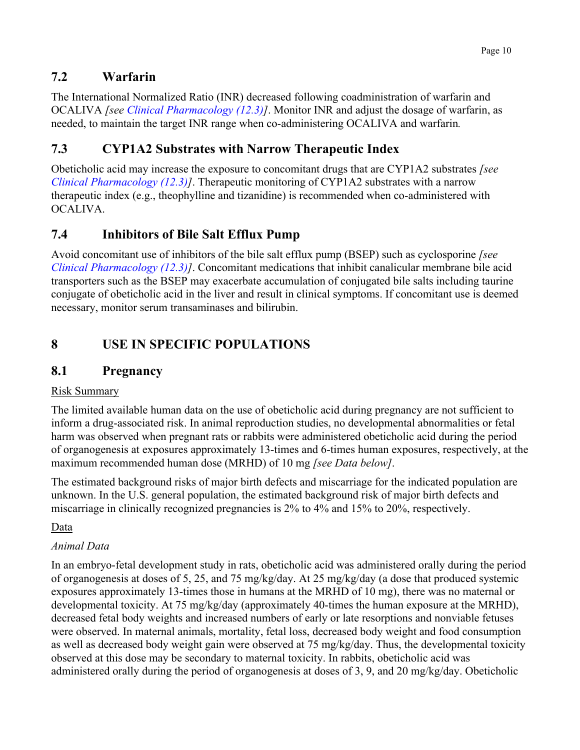## 7.2 Warfarin

The International Normalized Ratio (INR) decreased following coadministration of warfarin and OCALIVA *[see Clinical Pharmacology (12.3)]*. Monitor INR and adjust the dosage of warfarin, as needed, to maintain the target INR range when co-administering OCALIVA and warfarin*.*

## 7.3 CYP1A2 Substrates with Narrow Therapeutic Index

Obeticholic acid may increase the exposure to concomitant drugs that are CYP1A2 substrates *[see Clinical Pharmacology (12.3)]*. Therapeutic monitoring of CYP1A2 substrates with a narrow therapeutic index (e.g., theophylline and tizanidine) is recommended when co-administered with OCALIVA.

## 7.4 Inhibitors of Bile Salt Efflux Pump

Avoid concomitant use of inhibitors of the bile salt efflux pump (BSEP) such as cyclosporine *[see Clinical Pharmacology (12.3)]*. Concomitant medications that inhibit canalicular membrane bile acid transporters such as the BSEP may exacerbate accumulation of conjugated bile salts including taurine conjugate of obeticholic acid in the liver and result in clinical symptoms. If concomitant use is deemed necessary, monitor serum transaminases and bilirubin.

# 8 USE IN SPECIFIC POPULATIONS

## 8.1 Pregnancy

Risk Summary

The limited available human data on the use of obeticholic acid during pregnancy are not sufficient to inform a drug-associated risk. In animal reproduction studies, no developmental abnormalities or fetal harm was observed when pregnant rats or rabbits were administered obeticholic acid during the period of organogenesis at exposures approximately 13-times and 6-times human exposures, respectively, at the maximum recommended human dose (MRHD) of 10 mg *[see Data below]*.

The estimated background risks of major birth defects and miscarriage for the indicated population are unknown. In the U.S. general population, the estimated background risk of major birth defects and miscarriage in clinically recognized pregnancies is 2% to 4% and 15% to 20%, respectively.

Data

*Animal Data*

In an embryo-fetal development study in rats, obeticholic acid was administered orally during the period of organogenesis at doses of 5, 25, and 75 mg/kg/day. At 25 mg/kg/day (a dose that produced systemic exposures approximately 13-times those in humans at the MRHD of 10 mg), there was no maternal or developmental toxicity. At 75 mg/kg/day (approximately 40-times the human exposure at the MRHD), decreased fetal body weights and increased numbers of early or late resorptions and nonviable fetuses were observed. In maternal animals, mortality, fetal loss, decreased body weight and food consumption as well as decreased body weight gain were observed at 75 mg/kg/day. Thus, the developmental toxicity observed at this dose may be secondary to maternal toxicity. In rabbits, obeticholic acid was administered orally during the period of organogenesis at doses of 3, 9, and 20 mg/kg/day. Obeticholic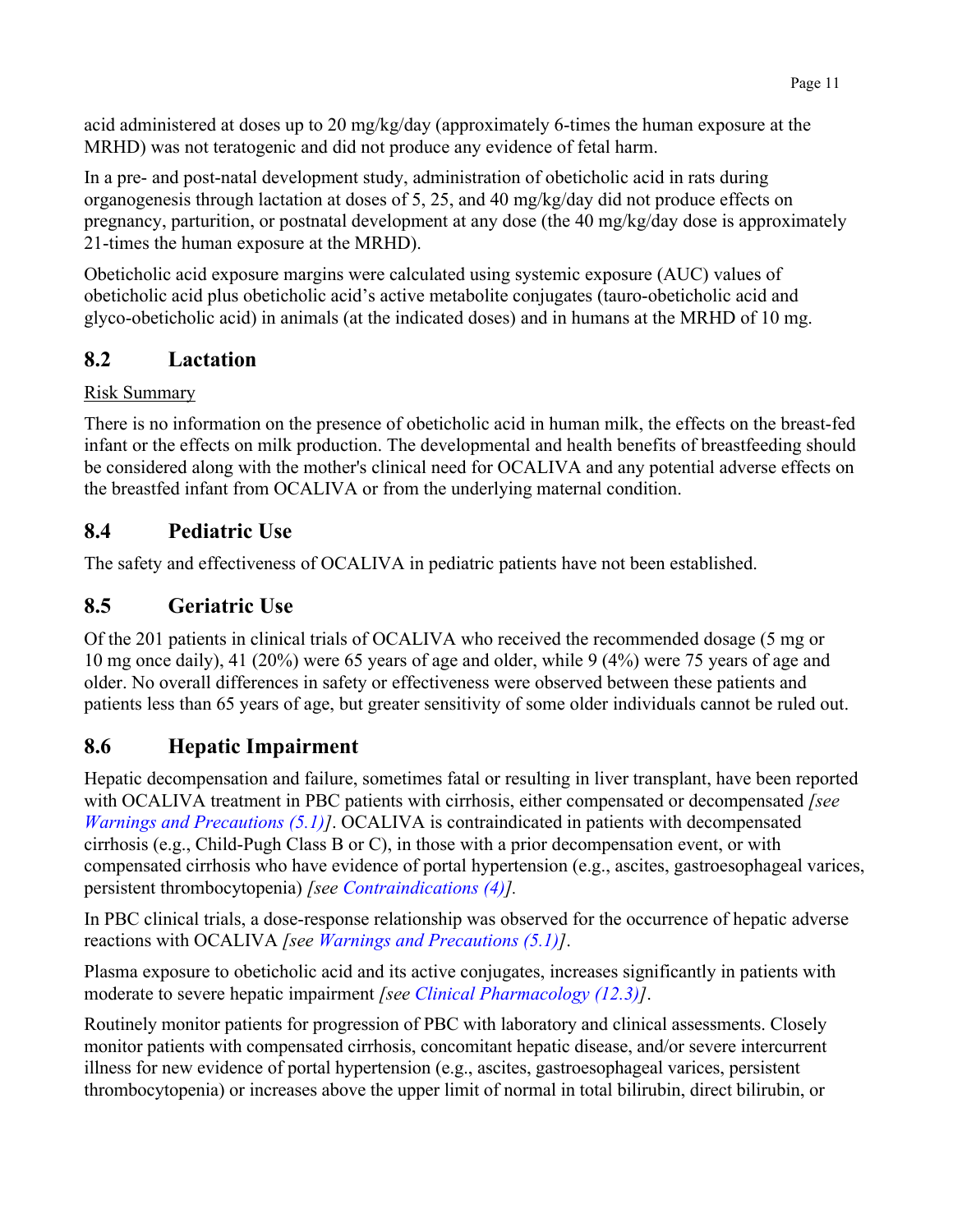acid administered at doses up to 20 mg/kg/day (approximately 6-times the human exposure at the MRHD) was not teratogenic and did not produce any evidence of fetal harm.

In a pre- and post-natal development study, administration of obeticholic acid in rats during organogenesis through lactation at doses of 5, 25, and 40 mg/kg/day did not produce effects on pregnancy, parturition, or postnatal development at any dose (the 40 mg/kg/day dose is approximately 21-times the human exposure at the MRHD).

Obeticholic acid exposure margins were calculated using systemic exposure (AUC) values of obeticholic acid plus obeticholic acid's active metabolite conjugates (tauro-obeticholic acid and glyco-obeticholic acid) in animals (at the indicated doses) and in humans at the MRHD of 10 mg.

## 8.2 Lactation

Risk Summary

There is no information on the presence of obeticholic acid in human milk, the effects on the breast-fed infant or the effects on milk production. The developmental and health benefits of breastfeeding should be considered along with the mother's clinical need for OCALIVA and any potential adverse effects on the breastfed infant from OCALIVA or from the underlying maternal condition.

## 8.4 Pediatric Use

The safety and effectiveness of OCALIVA in pediatric patients have not been established.

## 8.5 Geriatric Use

Of the 201 patients in clinical trials of OCALIVA who received the recommended dosage (5 mg or 10 mg once daily), 41 (20%) were 65 years of age and older, while 9 (4%) were 75 years of age and older. No overall differences in safety or effectiveness were observed between these patients and patients less than 65 years of age, but greater sensitivity of some older individuals cannot be ruled out.

## 8.6 Hepatic Impairment

Hepatic decompensation and failure, sometimes fatal or resulting in liver transplant, have been reported with OCALIVA treatment in PBC patients with cirrhosis, either compensated or decompensated *[see Warnings and Precautions (5.1)]*. OCALIVA is contraindicated in patients with decompensated cirrhosis (e.g., Child-Pugh Class B or C), in those with a prior decompensation event, or with compensated cirrhosis who have evidence of portal hypertension (e.g., ascites, gastroesophageal varices, persistent thrombocytopenia) *[see Contraindications (4)].*

In PBC clinical trials, a dose-response relationship was observed for the occurrence of hepatic adverse reactions with OCALIVA *[see Warnings and Precautions (5.1)]*.

Plasma exposure to obeticholic acid and its active conjugates, increases significantly in patients with moderate to severe hepatic impairment *[see Clinical Pharmacology (12.3)]*.

Routinely monitor patients for progression of PBC with laboratory and clinical assessments. Closely monitor patients with compensated cirrhosis, concomitant hepatic disease, and/or severe intercurrent illness for new evidence of portal hypertension (e.g., ascites, gastroesophageal varices, persistent thrombocytopenia) or increases above the upper limit of normal in total bilirubin, direct bilirubin, or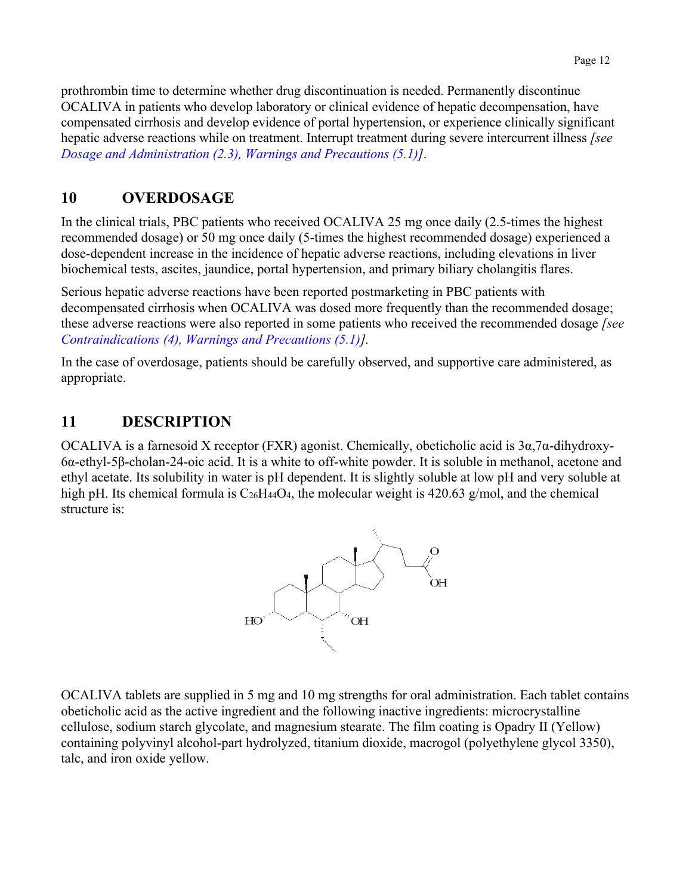prothrombin time to determine whether drug discontinuation is needed. Permanently discontinue OCALIVA in patients who develop laboratory or clinical evidence of hepatic decompensation, have compensated cirrhosis and develop evidence of portal hypertension, or experience clinically significant hepatic adverse reactions while on treatment. Interrupt treatment during severe intercurrent illness *[see Dosage and Administration (2.3), Warnings and Precautions (5.1)]*.

## 10 OVERDOSAGE

In the clinical trials, PBC patients who received OCALIVA 25 mg once daily (2.5-times the highest recommended dosage) or 50 mg once daily (5-times the highest recommended dosage) experienced a dose-dependent increase in the incidence of hepatic adverse reactions, including elevations in liver biochemical tests, ascites, jaundice, portal hypertension, and primary biliary cholangitis flares.

Serious hepatic adverse reactions have been reported postmarketing in PBC patients with decompensated cirrhosis when OCALIVA was dosed more frequently than the recommended dosage; these adverse reactions were also reported in some patients who received the recommended dosage *[see Contraindications (4), Warnings and Precautions (5.1)]*.

In the case of overdosage, patients should be carefully observed, and supportive care administered, as appropriate.

## 11 DESCRIPTION

OCALIVA is a farnesoid X receptor (FXR) agonist. Chemically, obeticholic acid is 3α,7α-dihydroxy-6α-ethyl-5β-cholan-24-oic acid. It is a white to off-white powder. It is soluble in methanol, acetone and ethyl acetate. Its solubility in water is pH dependent. It is slightly soluble at low pH and very soluble at high pH. Its chemical formula is $C_{26}H_{44}O_4$, the molecular weight is 420.63 g/mol, and the chemical structure is:

OCALIVA tablets are supplied in 5 mg and 10 mg strengths for oral administration. Each tablet contains obeticholic acid as the active ingredient and the following inactive ingredients: microcrystalline cellulose, sodium starch glycolate, and magnesium stearate. The film coating is Opadry II (Yellow) containing polyvinyl alcohol-part hydrolyzed, titanium dioxide, macrogol (polyethylene glycol 3350), talc, and iron oxide yellow.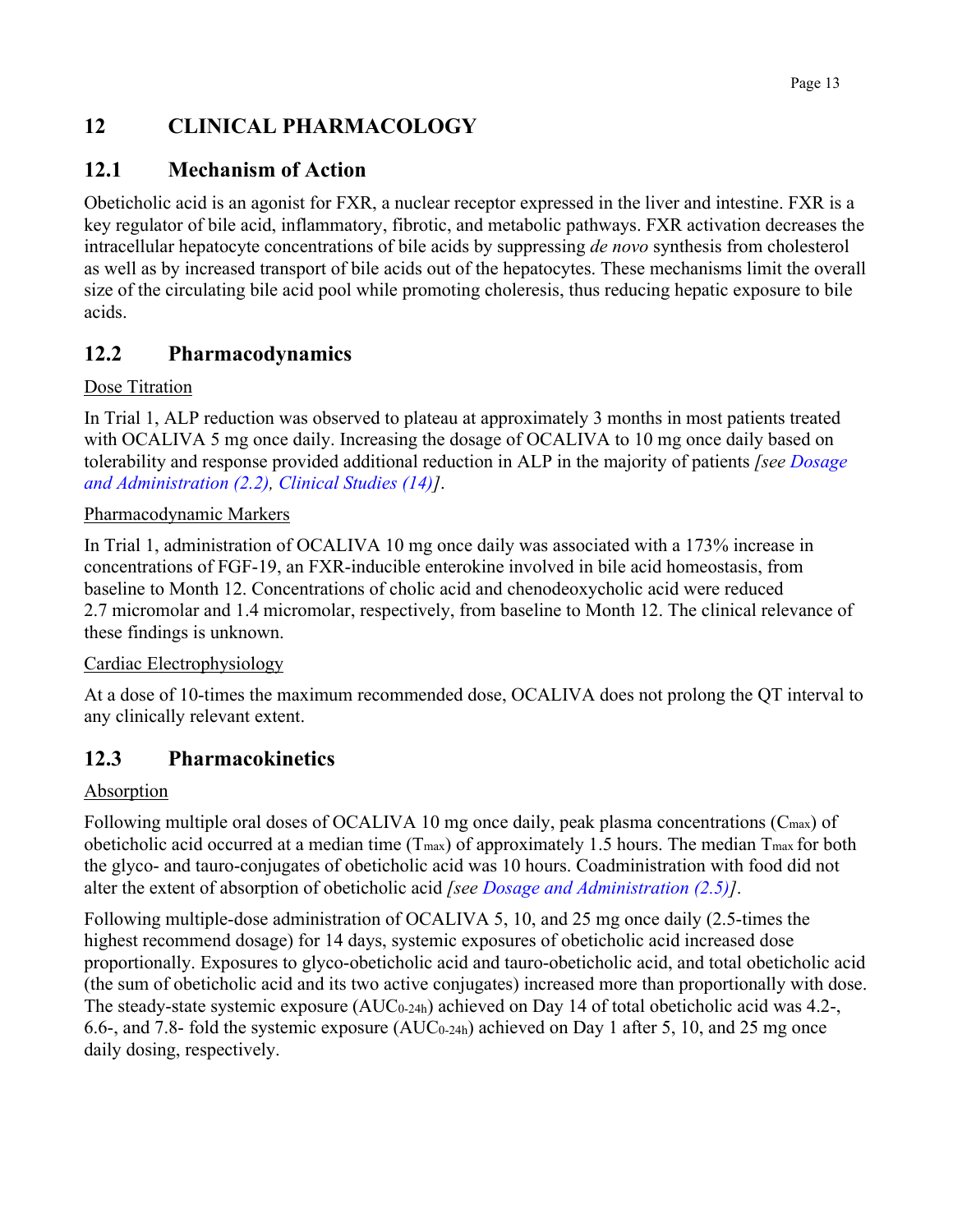# 12 CLINICAL PHARMACOLOGY

## 12.1 Mechanism of Action

Obeticholic acid is an agonist for FXR, a nuclear receptor expressed in the liver and intestine. FXR is a key regulator of bile acid, inflammatory, fibrotic, and metabolic pathways. FXR activation decreases the intracellular hepatocyte concentrations of bile acids by suppressing *de novo* synthesis from cholesterol as well as by increased transport of bile acids out of the hepatocytes. These mechanisms limit the overall size of the circulating bile acid pool while promoting choleresis, thus reducing hepatic exposure to bile acids.

## 12.2 Pharmacodynamics

Dose Titration

In Trial 1, ALP reduction was observed to plateau at approximately 3 months in most patients treated with OCALIVA 5 mg once daily. Increasing the dosage of OCALIVA to 10 mg once daily based on tolerability and response provided additional reduction in ALP in the majority of patients *[see Dosage and Administration (2.2), Clinical Studies (14)]*.

Pharmacodynamic Markers

In Trial 1, administration of OCALIVA 10 mg once daily was associated with a 173% increase in concentrations of FGF-19, an FXR-inducible enterokine involved in bile acid homeostasis, from baseline to Month 12. Concentrations of cholic acid and chenodeoxycholic acid were reduced 2.7 micromolar and 1.4 micromolar, respectively, from baseline to Month 12. The clinical relevance of these findings is unknown.

Cardiac Electrophysiology

At a dose of 10-times the maximum recommended dose, OCALIVA does not prolong the QT interval to any clinically relevant extent.

## 12.3 Pharmacokinetics

Absorption

Following multiple oral doses of OCALIVA 10 mg once daily, peak plasma concentrations ($C_{max}$) of obeticholic acid occurred at a median time ($T_{max}$) of approximately 1.5 hours. The median $T_{max}$ for both the glyco- and tauro-conjugates of obeticholic acid was 10 hours. Coadministration with food did not alter the extent of absorption of obeticholic acid *[see Dosage and Administration (2.5)]*.

Following multiple-dose administration of OCALIVA 5, 10, and 25 mg once daily (2.5-times the highest recommend dosage) for 14 days, systemic exposures of obeticholic acid increased dose proportionally. Exposures to glyco-obeticholic acid and tauro-obeticholic acid, and total obeticholic acid (the sum of obeticholic acid and its two active conjugates) increased more than proportionally with dose. The steady-state systemic exposure ($AUC_{0\text{-}24h}$) achieved on Day 14 of total obeticholic acid was 4.2-, 6.6-, and 7.8- fold the systemic exposure ($AUC_{0\text{-}24h}$) achieved on Day 1 after 5, 10, and 25 mg once daily dosing, respectively.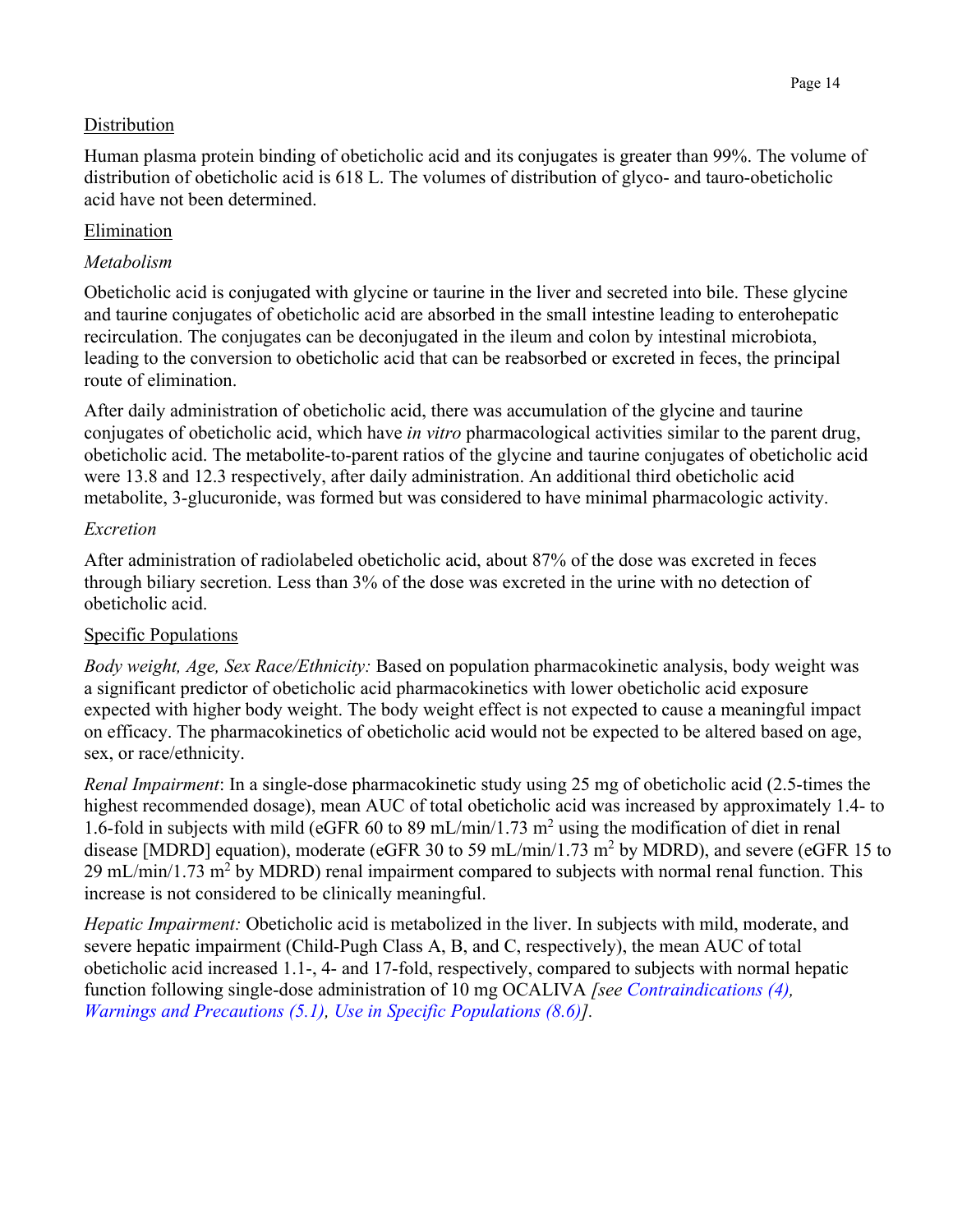Distribution

Human plasma protein binding of obeticholic acid and its conjugates is greater than 99%. The volume of distribution of obeticholic acid is 618 L. The volumes of distribution of glyco- and tauro-obeticholic acid have not been determined.

Elimination

*Metabolism*

Obeticholic acid is conjugated with glycine or taurine in the liver and secreted into bile. These glycine and taurine conjugates of obeticholic acid are absorbed in the small intestine leading to enterohepatic recirculation. The conjugates can be deconjugated in the ileum and colon by intestinal microbiota, leading to the conversion to obeticholic acid that can be reabsorbed or excreted in feces, the principal route of elimination.

After daily administration of obeticholic acid, there was accumulation of the glycine and taurine conjugates of obeticholic acid, which have *in vitro* pharmacological activities similar to the parent drug, obeticholic acid. The metabolite-to-parent ratios of the glycine and taurine conjugates of obeticholic acid were 13.8 and 12.3 respectively, after daily administration. An additional third obeticholic acid metabolite, 3-glucuronide, was formed but was considered to have minimal pharmacologic activity.

*Excretion*

After administration of radiolabeled obeticholic acid, about 87% of the dose was excreted in feces through biliary secretion. Less than 3% of the dose was excreted in the urine with no detection of obeticholic acid.

Specific Populations

*Body weight, Age, Sex Race/Ethnicity:* Based on population pharmacokinetic analysis, body weight was a significant predictor of obeticholic acid pharmacokinetics with lower obeticholic acid exposure expected with higher body weight. The body weight effect is not expected to cause a meaningful impact on efficacy. The pharmacokinetics of obeticholic acid would not be expected to be altered based on age, sex, or race/ethnicity.

*Renal Impairment*: In a single-dose pharmacokinetic study using 25 mg of obeticholic acid (2.5-times the highest recommended dosage), mean AUC of total obeticholic acid was increased by approximately 1.4- to 1.6-fold in subjects with mild (eGFR 60 to 89 mL/min/1.73 $m^2$ using the modification of diet in renal disease [MDRD] equation), moderate (eGFR 30 to 59 mL/min/1.73 $m^2$ by MDRD), and severe (eGFR 15 to 29 mL/min/1.73 $m^2$ by MDRD) renal impairment compared to subjects with normal renal function. This increase is not considered to be clinically meaningful.

*Hepatic Impairment:* Obeticholic acid is metabolized in the liver. In subjects with mild, moderate, and severe hepatic impairment (Child-Pugh Class A, B, and C, respectively), the mean AUC of total obeticholic acid increased 1.1-, 4- and 17-fold, respectively, compared to subjects with normal hepatic function following single-dose administration of 10 mg OCALIVA *[see Contraindications (4), Warnings and Precautions (5.1), Use in Specific Populations (8.6)]*.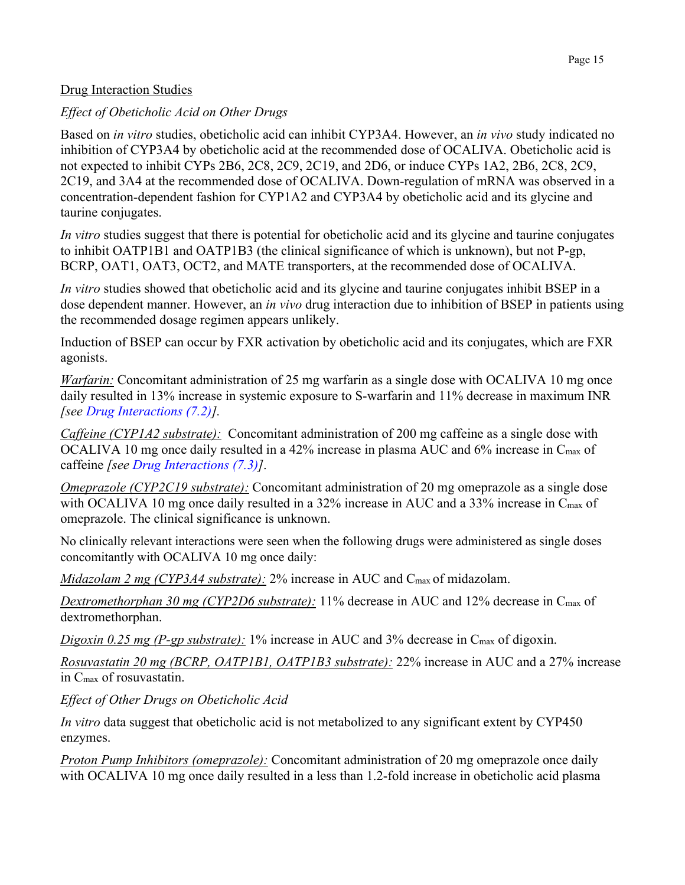Drug Interaction Studies

*Effect of Obeticholic Acid on Other Drugs*

Based on *in vitro* studies, obeticholic acid can inhibit CYP3A4. However, an *in vivo* study indicated no inhibition of CYP3A4 by obeticholic acid at the recommended dose of OCALIVA. Obeticholic acid is not expected to inhibit CYPs 2B6, 2C8, 2C9, 2C19, and 2D6, or induce CYPs 1A2, 2B6, 2C8, 2C9, 2C19, and 3A4 at the recommended dose of OCALIVA. Down-regulation of mRNA was observed in a concentration-dependent fashion for CYP1A2 and CYP3A4 by obeticholic acid and its glycine and taurine conjugates.

*In vitro* studies suggest that there is potential for obeticholic acid and its glycine and taurine conjugates to inhibit OATP1B1 and OATP1B3 (the clinical significance of which is unknown), but not P-gp, BCRP, OAT1, OAT3, OCT2, and MATE transporters, at the recommended dose of OCALIVA.

*In vitro* studies showed that obeticholic acid and its glycine and taurine conjugates inhibit BSEP in a dose dependent manner. However, an *in vivo* drug interaction due to inhibition of BSEP in patients using the recommended dosage regimen appears unlikely.

Induction of BSEP can occur by FXR activation by obeticholic acid and its conjugates, which are FXR agonists.

Warfarin: Concomitant administration of 25 mg warfarin as a single dose with OCALIVA 10 mg once daily resulted in 13% increase in systemic exposure to S-warfarin and 11% decrease in maximum INR *[see Drug Interactions (7.2)]*.

Caffeine (CYP1A2 substrate): Concomitant administration of 200 mg caffeine as a single dose with OCALIVA 10 mg once daily resulted in a 42% increase in plasma AUC and 6% increase in $C_{max}$ of caffeine *[see Drug Interactions (7.3)]*.

Omeprazole (CYP2C19 substrate): Concomitant administration of 20 mg omeprazole as a single dose with OCALIVA 10 mg once daily resulted in a 32% increase in AUC and a 33% increase in $C_{max}$ of omeprazole. The clinical significance is unknown.

No clinically relevant interactions were seen when the following drugs were administered as single doses concomitantly with OCALIVA 10 mg once daily:

Midazolam 2 mg (CYP3A4 substrate): 2% increase in AUC and $C_{max}$ of midazolam.

Dextromethorphan 30 mg (CYP2D6 substrate): 11% decrease in AUC and 12% decrease in $C_{max}$ of dextromethorphan.

Digoxin 0.25 mg (P-gp substrate): 1% increase in AUC and 3% decrease in $C_{max}$ of digoxin.

Rosuvastatin 20 mg (BCRP, OATP1B1, OATP1B3 substrate): 22% increase in AUC and a 27% increase in $C_{max}$ of rosuvastatin.

*Effect of Other Drugs on Obeticholic Acid*

*In vitro* data suggest that obeticholic acid is not metabolized to any significant extent by CYP450 enzymes.

Proton Pump Inhibitors (omeprazole): Concomitant administration of 20 mg omeprazole once daily with OCALIVA 10 mg once daily resulted in a less than 1.2-fold increase in obeticholic acid plasma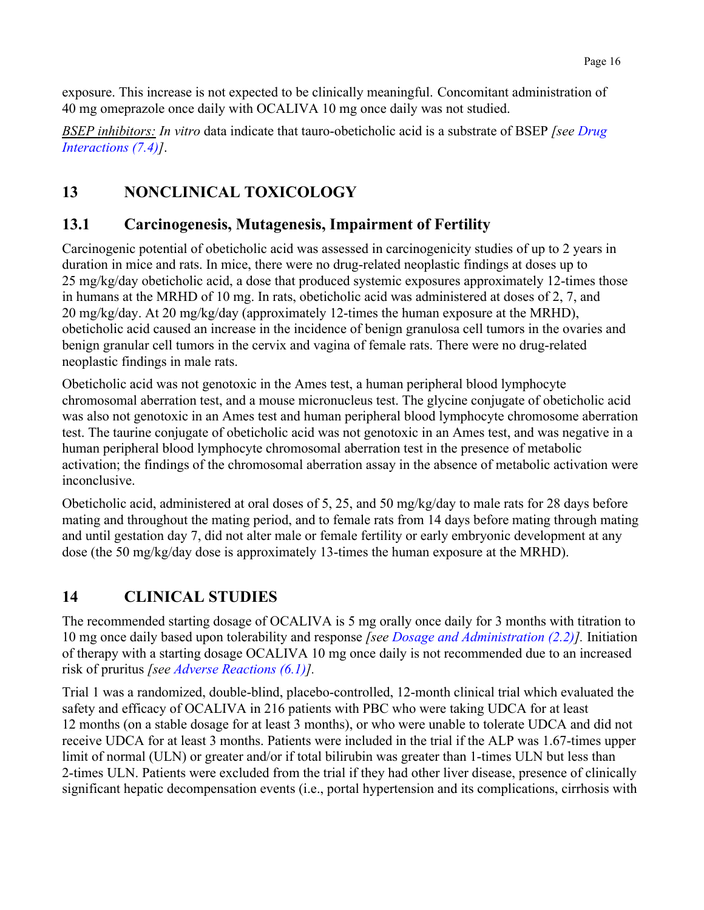exposure. This increase is not expected to be clinically meaningful. Concomitant administration of 40 mg omeprazole once daily with OCALIVA 10 mg once daily was not studied.

<u>BSEP inhibitors:</u> *In vitro* data indicate that tauro-obeticholic acid is a substrate of BSEP *[see Drug Interactions (7.4)]*.

# 13 NONCLINICAL TOXICOLOGY

## 13.1 Carcinogenesis, Mutagenesis, Impairment of Fertility

Carcinogenic potential of obeticholic acid was assessed in carcinogenicity studies of up to 2 years in duration in mice and rats. In mice, there were no drug-related neoplastic findings at doses up to 25 mg/kg/day obeticholic acid, a dose that produced systemic exposures approximately 12-times those in humans at the MRHD of 10 mg. In rats, obeticholic acid was administered at doses of 2, 7, and 20 mg/kg/day. At 20 mg/kg/day (approximately 12-times the human exposure at the MRHD), obeticholic acid caused an increase in the incidence of benign granulosa cell tumors in the ovaries and benign granular cell tumors in the cervix and vagina of female rats. There were no drug-related neoplastic findings in male rats.

Obeticholic acid was not genotoxic in the Ames test, a human peripheral blood lymphocyte chromosomal aberration test, and a mouse micronucleus test. The glycine conjugate of obeticholic acid was also not genotoxic in an Ames test and human peripheral blood lymphocyte chromosome aberration test. The taurine conjugate of obeticholic acid was not genotoxic in an Ames test, and was negative in a human peripheral blood lymphocyte chromosomal aberration test in the presence of metabolic activation; the findings of the chromosomal aberration assay in the absence of metabolic activation were inconclusive.

Obeticholic acid, administered at oral doses of 5, 25, and 50 mg/kg/day to male rats for 28 days before mating and throughout the mating period, and to female rats from 14 days before mating through mating and until gestation day 7, did not alter male or female fertility or early embryonic development at any dose (the 50 mg/kg/day dose is approximately 13-times the human exposure at the MRHD).

# 14 CLINICAL STUDIES

The recommended starting dosage of OCALIVA is 5 mg orally once daily for 3 months with titration to 10 mg once daily based upon tolerability and response *[see Dosage and Administration (2.2)].* Initiation of therapy with a starting dosage OCALIVA 10 mg once daily is not recommended due to an increased risk of pruritus *[see Adverse Reactions (6.1)].*

Trial 1 was a randomized, double-blind, placebo-controlled, 12-month clinical trial which evaluated the safety and efficacy of OCALIVA in 216 patients with PBC who were taking UDCA for at least 12 months (on a stable dosage for at least 3 months), or who were unable to tolerate UDCA and did not receive UDCA for at least 3 months. Patients were included in the trial if the ALP was 1.67-times upper limit of normal (ULN) or greater and/or if total bilirubin was greater than 1-times ULN but less than 2-times ULN. Patients were excluded from the trial if they had other liver disease, presence of clinically significant hepatic decompensation events (i.e., portal hypertension and its complications, cirrhosis with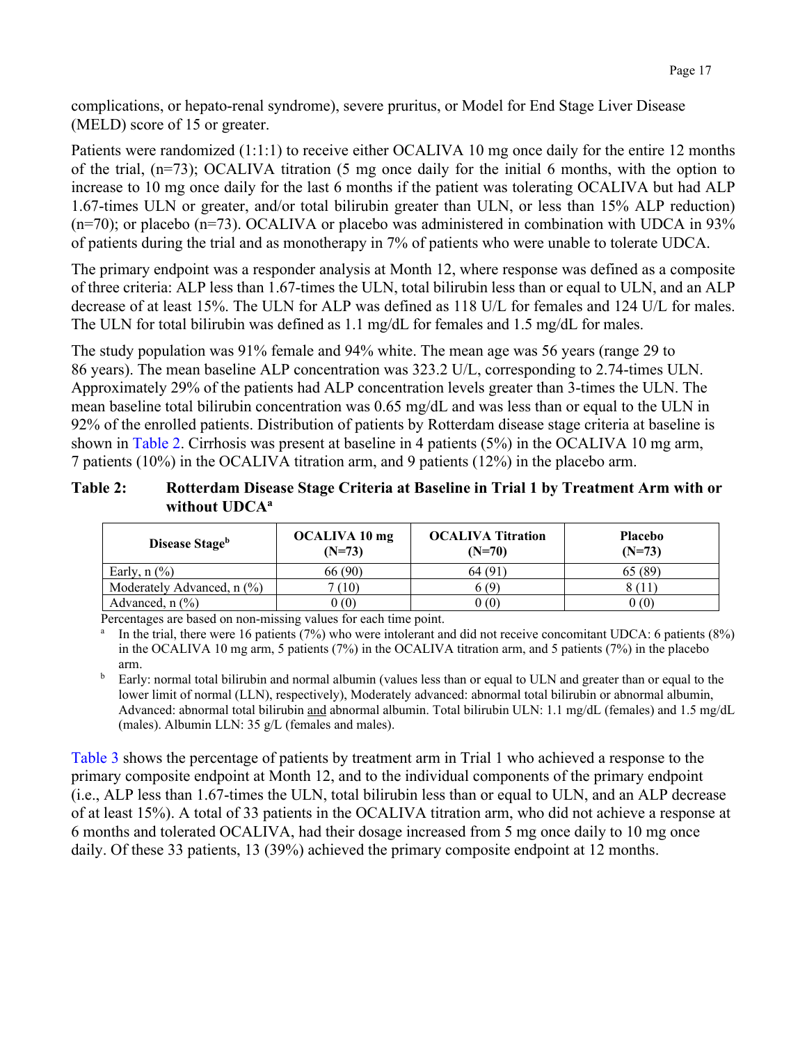complications, or hepato-renal syndrome), severe pruritus, or Model for End Stage Liver Disease (MELD) score of 15 or greater.

Patients were randomized (1:1:1) to receive either OCALIVA 10 mg once daily for the entire 12 months of the trial, (n=73); OCALIVA titration (5 mg once daily for the initial 6 months, with the option to increase to 10 mg once daily for the last 6 months if the patient was tolerating OCALIVA but had ALP 1.67-times ULN or greater, and/or total bilirubin greater than ULN, or less than 15% ALP reduction) (n=70); or placebo (n=73). OCALIVA or placebo was administered in combination with UDCA in 93% of patients during the trial and as monotherapy in 7% of patients who were unable to tolerate UDCA.

The primary endpoint was a responder analysis at Month 12, where response was defined as a composite of three criteria: ALP less than 1.67-times the ULN, total bilirubin less than or equal to ULN, and an ALP decrease of at least 15%. The ULN for ALP was defined as 118 U/L for females and 124 U/L for males. The ULN for total bilirubin was defined as 1.1 mg/dL for females and 1.5 mg/dL for males.

The study population was 91% female and 94% white. The mean age was 56 years (range 29 to 86 years). The mean baseline ALP concentration was 323.2 U/L, corresponding to 2.74-times ULN. Approximately 29% of the patients had ALP concentration levels greater than 3-times the ULN. The mean baseline total bilirubin concentration was 0.65 mg/dL and was less than or equal to the ULN in 92% of the enrolled patients. Distribution of patients by Rotterdam disease stage criteria at baseline is shown in Table 2. Cirrhosis was present at baseline in 4 patients (5%) in the OCALIVA 10 mg arm, 7 patients (10%) in the OCALIVA titration arm, and 9 patients (12%) in the placebo arm.

**Table 2: Rotterdam Disease Stage Criteria at Baseline in Trial 1 by Treatment Arm with or without UDCA[a]**

| Disease Stage[b] | OCALIVA 10 mg (N=73) | OCALIVA Titration (N=70) | Placebo (N=73) |
|---|---|---|---|
| Early, n (%) | 66 (90) | 64 (91) | 65 (89) |
| Moderately Advanced, n (%) | 7 (10) | 6 (9) | 8 (11) |
| Advanced, n (%) | 0 (0) | 0 (0) | 0 (0) |

Percentages are based on non-missing values for each time point.

[a] In the trial, there were 16 patients (7%) who were intolerant and did not receive concomitant UDCA: 6 patients (8%) in the OCALIVA 10 mg arm, 5 patients (7%) in the OCALIVA titration arm, and 5 patients (7%) in the placebo arm.

[b] Early: normal total bilirubin and normal albumin (values less than or equal to ULN and greater than or equal to the lower limit of normal (LLN), respectively), Moderately advanced: abnormal total bilirubin or abnormal albumin, Advanced: abnormal total bilirubin and abnormal albumin. Total bilirubin ULN: 1.1 mg/dL (females) and 1.5 mg/dL (males). Albumin LLN: 35 g/L (females and males).

Table 3 shows the percentage of patients by treatment arm in Trial 1 who achieved a response to the primary composite endpoint at Month 12, and to the individual components of the primary endpoint (i.e., ALP less than 1.67-times the ULN, total bilirubin less than or equal to ULN, and an ALP decrease of at least 15%). A total of 33 patients in the OCALIVA titration arm, who did not achieve a response at 6 months and tolerated OCALIVA, had their dosage increased from 5 mg once daily to 10 mg once daily. Of these 33 patients, 13 (39%) achieved the primary composite endpoint at 12 months.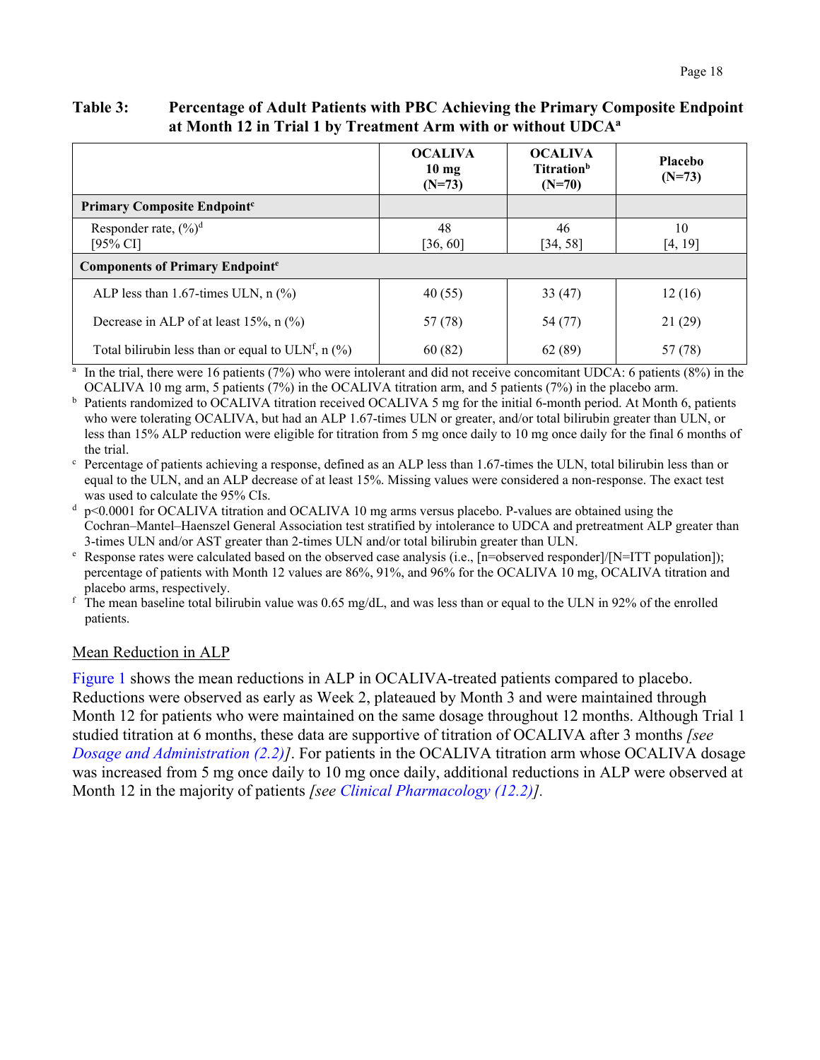**Table 3: Percentage of Adult Patients with PBC Achieving the Primary Composite Endpoint at Month 12 in Trial 1 by Treatment Arm with or without UDCA[a]**

| | OCALIVA 10 mg (N=73) | OCALIVA Titration[b] (N=70) | Placebo (N=73) |
|---|---|---|---|
| **Primary Composite Endpoint[c]** | | | |
| Responder rate, (%)[d] [95% CI] | 48 [36, 60] | 46 [34, 58] | 10 [4, 19] |
| **Components of Primary Endpoint[e]** | | | |
| ALP less than 1.67-times ULN, n (%) | 40 (55) | 33 (47) | 12 (16) |
| Decrease in ALP of at least 15%, n (%) | 57 (78) | 54 (77) | 21 (29) |
| Total bilirubin less than or equal to ULN[f], n (%) | 60 (82) | 62 (89) | 57 (78) |

[a] In the trial, there were 16 patients (7%) who were intolerant and did not receive concomitant UDCA: 6 patients (8%) in the OCALIVA 10 mg arm, 5 patients (7%) in the OCALIVA titration arm, and 5 patients (7%) in the placebo arm.

[b] Patients randomized to OCALIVA titration received OCALIVA 5 mg for the initial 6-month period. At Month 6, patients who were tolerating OCALIVA, but had an ALP 1.67-times ULN or greater, and/or total bilirubin greater than ULN, or less than 15% ALP reduction were eligible for titration from 5 mg once daily to 10 mg once daily for the final 6 months of the trial.

[c] Percentage of patients achieving a response, defined as an ALP less than 1.67-times the ULN, total bilirubin less than or equal to the ULN, and an ALP decrease of at least 15%. Missing values were considered a non-response. The exact test was used to calculate the 95% CIs.

[d] p<0.0001 for OCALIVA titration and OCALIVA 10 mg arms versus placebo. P-values are obtained using the Cochran–Mantel–Haenszel General Association test stratified by intolerance to UDCA and pretreatment ALP greater than 3-times ULN and/or AST greater than 2-times ULN and/or total bilirubin greater than ULN.

[e] Response rates were calculated based on the observed case analysis (i.e., [n=observed responder]/[N=ITT population]); percentage of patients with Month 12 values are 86%, 91%, and 96% for the OCALIVA 10 mg, OCALIVA titration and placebo arms, respectively.

[f] The mean baseline total bilirubin value was 0.65 mg/dL, and was less than or equal to the ULN in 92% of the enrolled patients.

Mean Reduction in ALP

Figure 1 shows the mean reductions in ALP in OCALIVA-treated patients compared to placebo. Reductions were observed as early as Week 2, plateaued by Month 3 and were maintained through Month 12 for patients who were maintained on the same dosage throughout 12 months. Although Trial 1 studied titration at 6 months, these data are supportive of titration of OCALIVA after 3 months *[see Dosage and Administration (2.2)]*. For patients in the OCALIVA titration arm whose OCALIVA dosage was increased from 5 mg once daily to 10 mg once daily, additional reductions in ALP were observed at Month 12 in the majority of patients *[see Clinical Pharmacology (12.2)]*.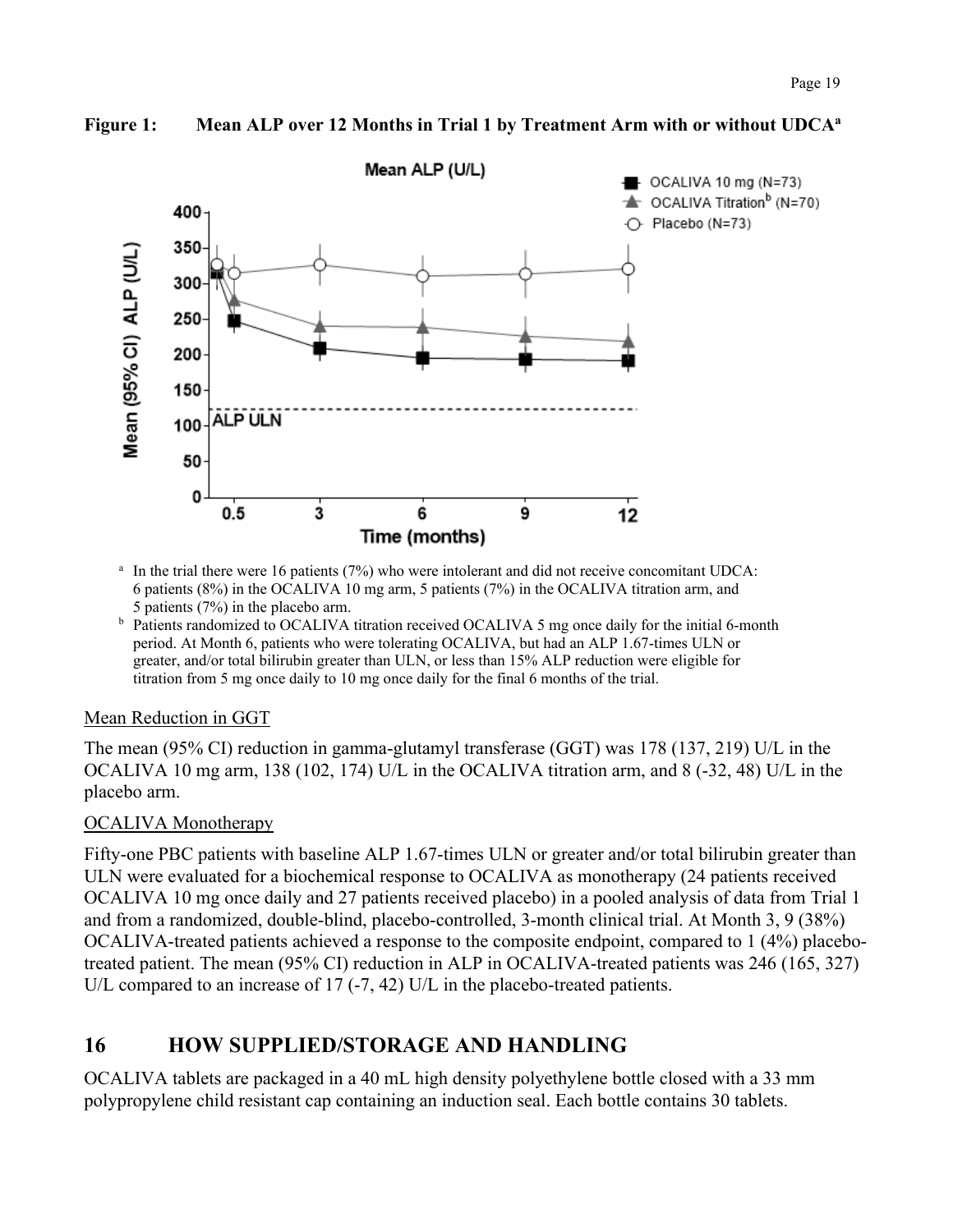**Figure 1: Mean ALP over 12 Months in Trial 1 by Treatment Arm with or without UDCA[a]**

[a] In the trial there were 16 patients (7%) who were intolerant and did not receive concomitant UDCA: 6 patients (8%) in the OCALIVA 10 mg arm, 5 patients (7%) in the OCALIVA titration arm, and 5 patients (7%) in the placebo arm.

[b] Patients randomized to OCALIVA titration received OCALIVA 5 mg once daily for the initial 6-month period. At Month 6, patients who were tolerating OCALIVA, but had an ALP 1.67-times ULN or greater, and/or total bilirubin greater than ULN, or less than 15% ALP reduction were eligible for titration from 5 mg once daily to 10 mg once daily for the final 6 months of the trial.

Mean Reduction in GGT

The mean (95% CI) reduction in gamma-glutamyl transferase (GGT) was 178 (137, 219) U/L in the OCALIVA 10 mg arm, 138 (102, 174) U/L in the OCALIVA titration arm, and 8 (-32, 48) U/L in the placebo arm.

OCALIVA Monotherapy

Fifty-one PBC patients with baseline ALP 1.67-times ULN or greater and/or total bilirubin greater than ULN were evaluated for a biochemical response to OCALIVA as monotherapy (24 patients received OCALIVA 10 mg once daily and 27 patients received placebo) in a pooled analysis of data from Trial 1 and from a randomized, double-blind, placebo-controlled, 3-month clinical trial. At Month 3, 9 (38%) OCALIVA-treated patients achieved a response to the composite endpoint, compared to 1 (4%) placebo-treated patient. The mean (95% CI) reduction in ALP in OCALIVA-treated patients was 246 (165, 327) U/L compared to an increase of 17 (-7, 42) U/L in the placebo-treated patients.

## 16 HOW SUPPLIED/STORAGE AND HANDLING

OCALIVA tablets are packaged in a 40 mL high density polyethylene bottle closed with a 33 mm polypropylene child resistant cap containing an induction seal. Each bottle contains 30 tablets.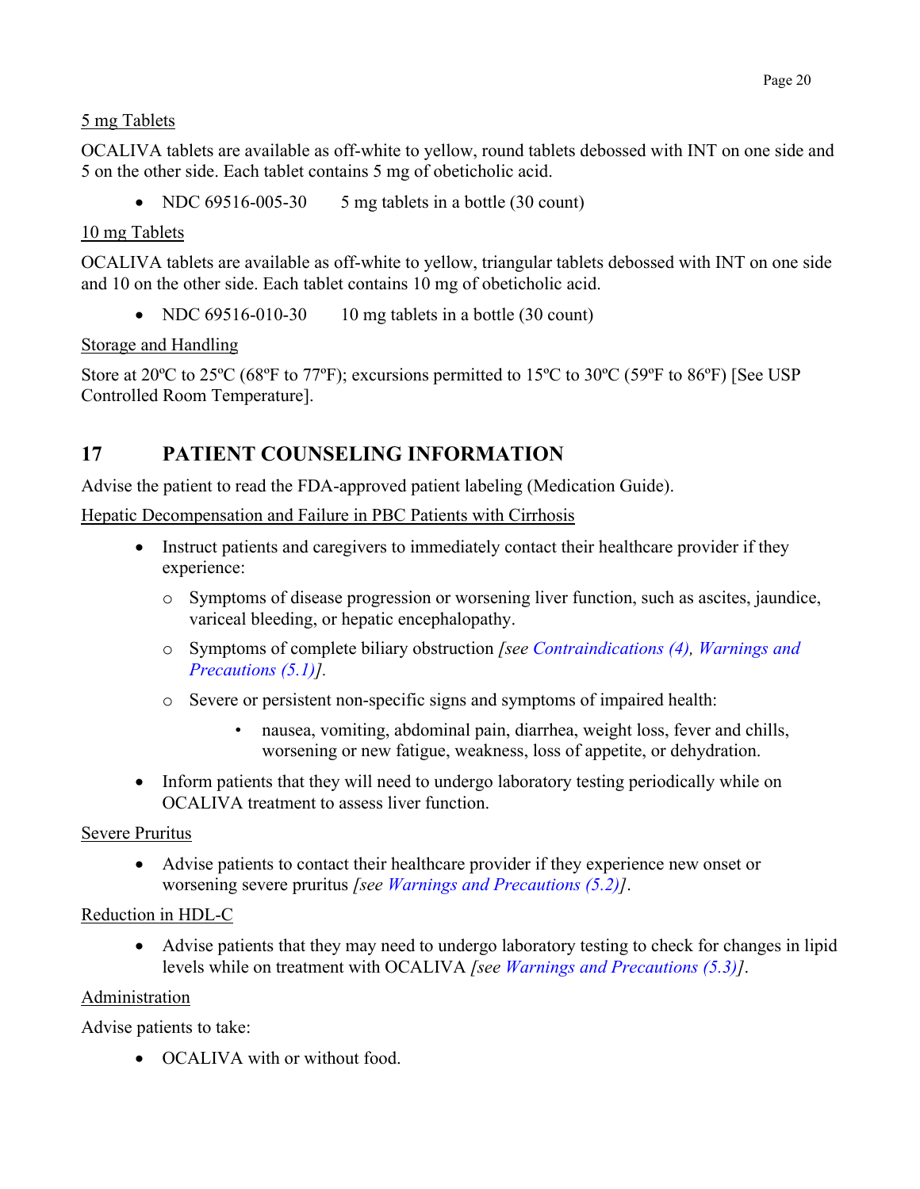5 mg Tablets

OCALIVA tablets are available as off-white to yellow, round tablets debossed with INT on one side and 5 on the other side. Each tablet contains 5 mg of obeticholic acid.

- NDC 69516-005-30    5 mg tablets in a bottle (30 count)

10 mg Tablets

OCALIVA tablets are available as off-white to yellow, triangular tablets debossed with INT on one side and 10 on the other side. Each tablet contains 10 mg of obeticholic acid.

- NDC 69516-010-30    10 mg tablets in a bottle (30 count)

Storage and Handling

Store at 20ºC to 25ºC (68ºF to 77ºF); excursions permitted to 15ºC to 30ºC (59ºF to 86ºF) [See USP Controlled Room Temperature].

## 17 PATIENT COUNSELING INFORMATION

Advise the patient to read the FDA-approved patient labeling (Medication Guide).

Hepatic Decompensation and Failure in PBC Patients with Cirrhosis

- Instruct patients and caregivers to immediately contact their healthcare provider if they experience:
  - Symptoms of disease progression or worsening liver function, such as ascites, jaundice, variceal bleeding, or hepatic encephalopathy.
  - Symptoms of complete biliary obstruction *[see Contraindications (4), Warnings and Precautions (5.1)]*.
  - Severe or persistent non-specific signs and symptoms of impaired health:
    - nausea, vomiting, abdominal pain, diarrhea, weight loss, fever and chills, worsening or new fatigue, weakness, loss of appetite, or dehydration.
- Inform patients that they will need to undergo laboratory testing periodically while on OCALIVA treatment to assess liver function.

Severe Pruritus

- Advise patients to contact their healthcare provider if they experience new onset or worsening severe pruritus *[see Warnings and Precautions (5.2)]*.

Reduction in HDL-C

- Advise patients that they may need to undergo laboratory testing to check for changes in lipid levels while on treatment with OCALIVA *[see Warnings and Precautions (5.3)]*.

Administration

Advise patients to take:

- OCALIVA with or without food.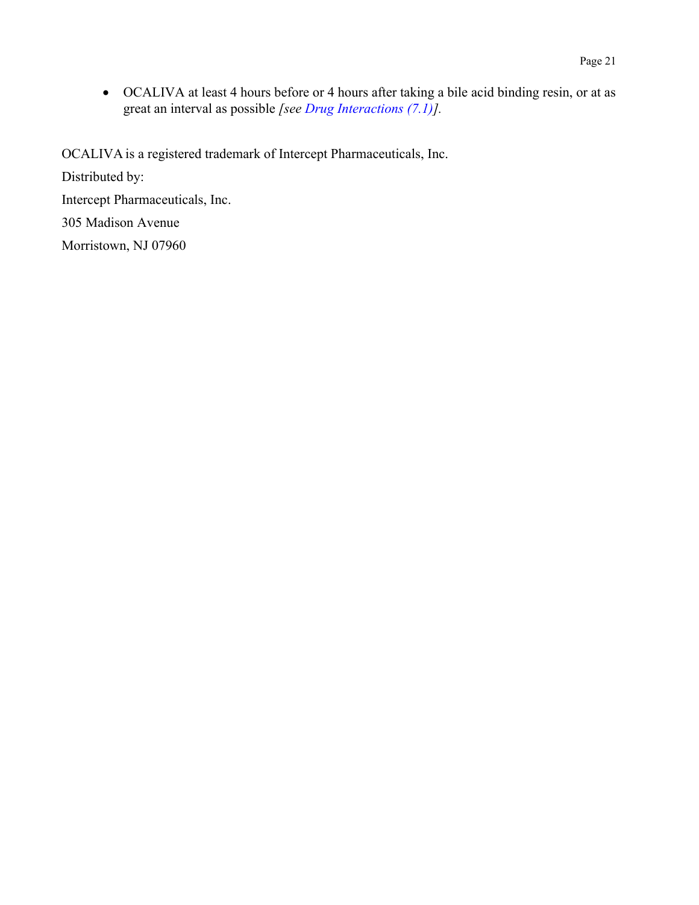- OCALIVA at least 4 hours before or 4 hours after taking a bile acid binding resin, or at as great an interval as possible *[see Drug Interactions (7.1)].*

OCALIVA is a registered trademark of Intercept Pharmaceuticals, Inc.

Distributed by:

Intercept Pharmaceuticals, Inc.

305 Madison Avenue

Morristown, NJ 07960